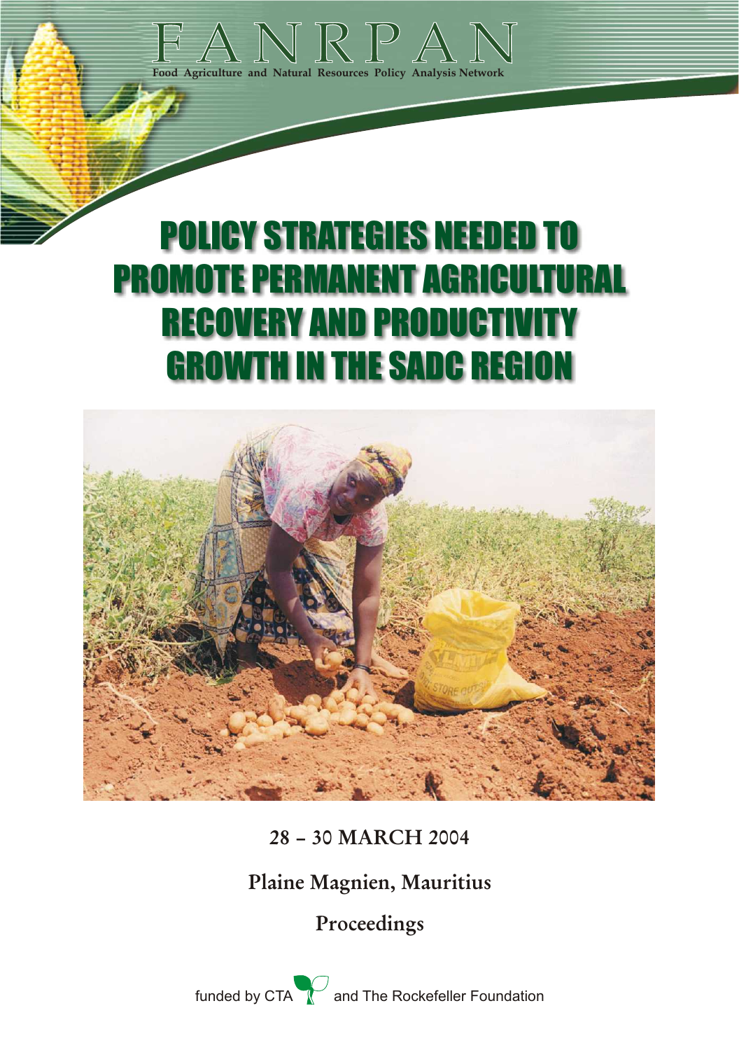# FANRPAN

Food Agriculture and Natural Resources Policy Analysis Network

# POLICY STRATEGIES NEEDED TO PROMOTE PERMANENT AGRICULTURAL RECOVERY AND PRODUCTIVITY GROWTH IN THE SADC REGION

28 – 30 MARCH 2004

Plaine Magnien, Mauritius

Proceedings

funded by CTA and The Rockefeller Foundation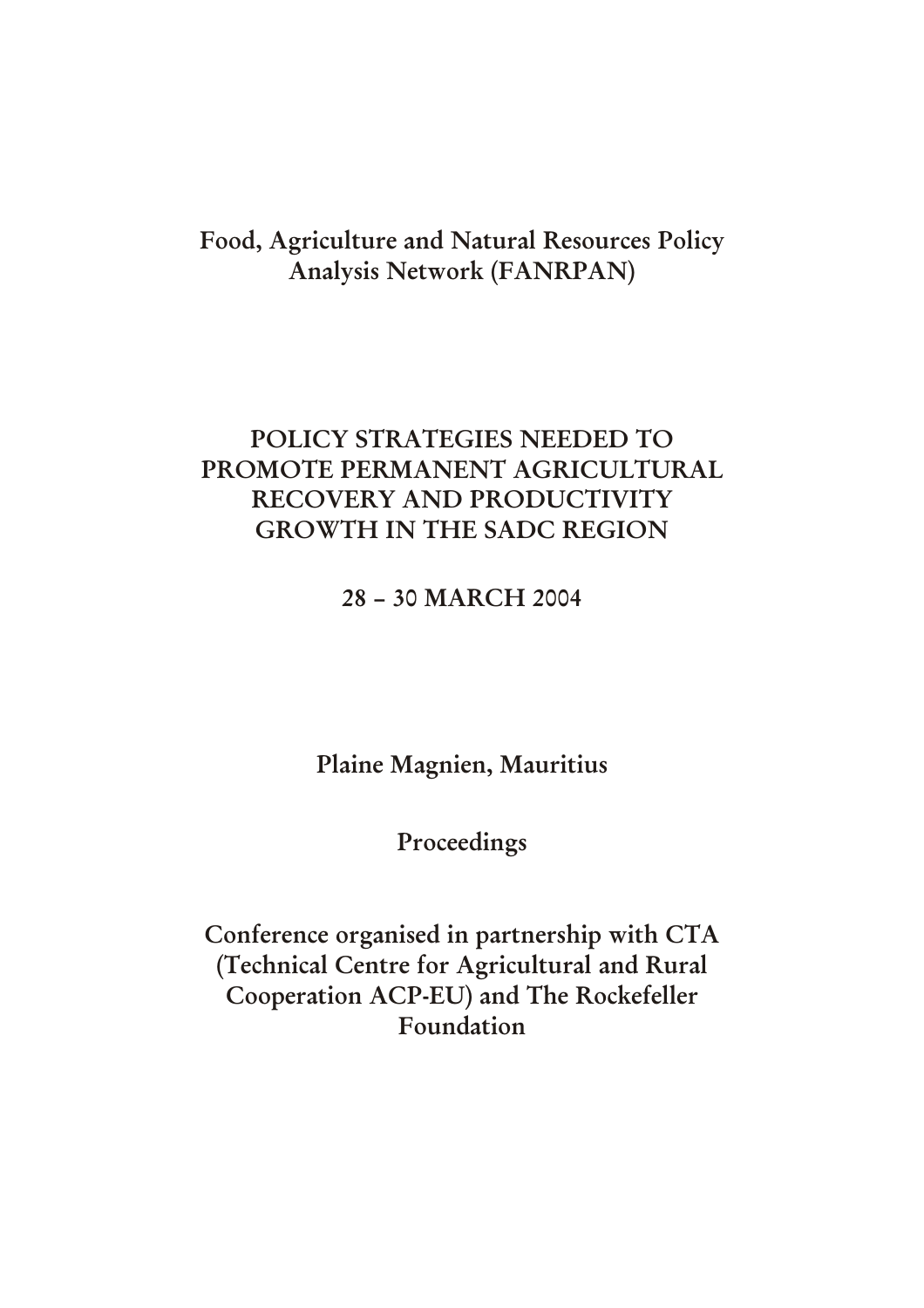Food, Agriculture and Natural Resources Policy Analysis Network (FANRPAN)

# POLICY STRATEGIES NEEDED TO PROMOTE PERMANENT AGRICULTURAL RECOVERY AND PRODUCTIVITY GROWTH IN THE SADC REGION

28 – 30 MARCH 2004

Plaine Magnien, Mauritius

Proceedings

Conference organised in partnership with CTA (Technical Centre for Agricultural and Rural Cooperation ACP-EU) and The Rockefeller Foundation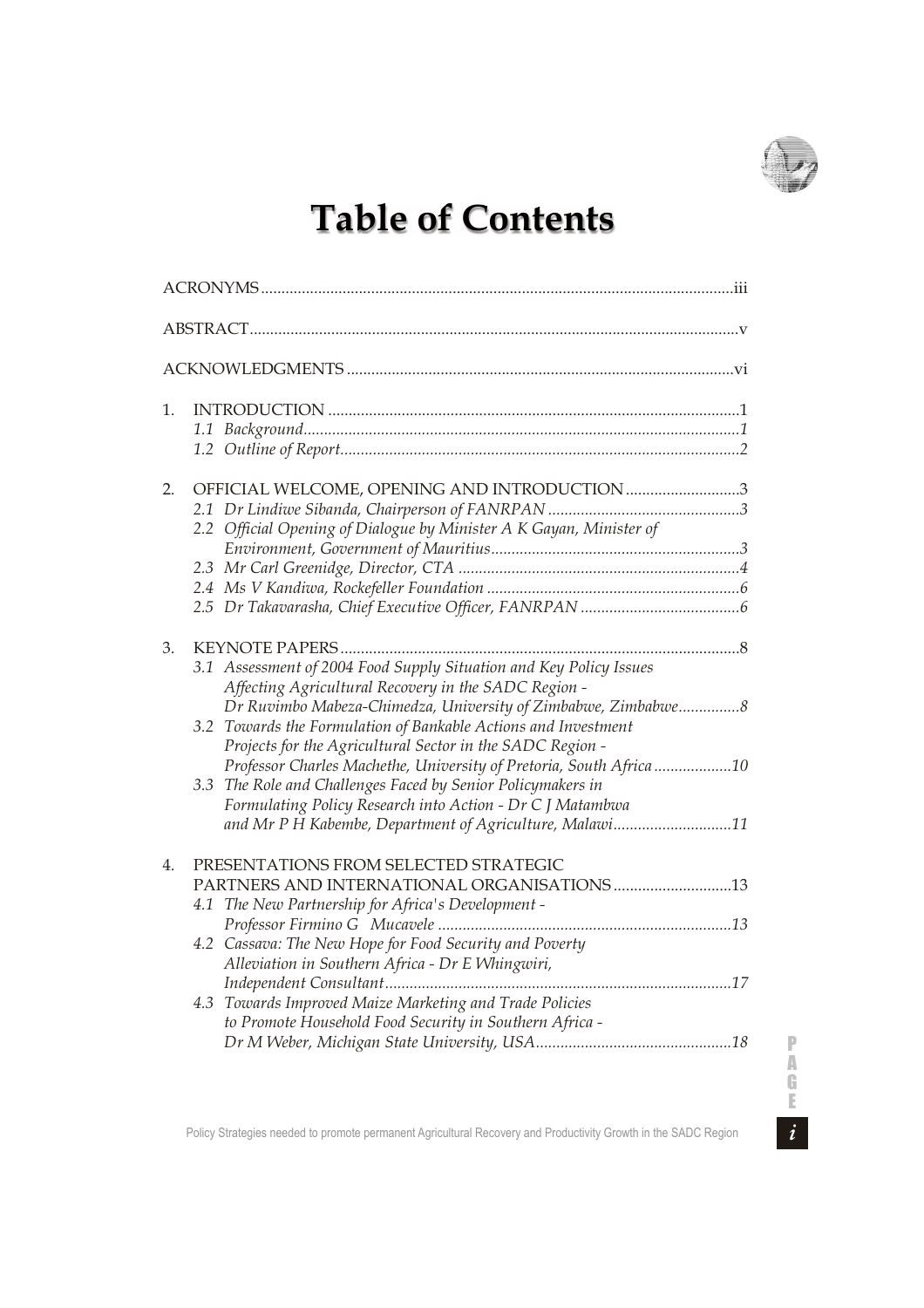# Table of Contents

ACRONYMS .................................................................................................................iii

ABSTRACT.....................................................................................................................v

ACKNOWLEDGMENTS .............................................................................................vi

1. INTRODUCTION ....................................................................................................1
   - *1.1 Background..........................................................................................................1*
   - *1.2 Outline of Report.................................................................................................2*

2. OFFICIAL WELCOME, OPENING AND INTRODUCTION ...........................3
   - *2.1 Dr Lindiwe Sibanda, Chairperson of FANRPAN ...............................................3*
   - *2.2 Official Opening of Dialogue by Minister A K Gayan, Minister of Environment, Government of Mauritius............................................................3*
   - *2.3 Mr Carl Greenidge, Director, CTA .....................................................................4*
   - *2.4 Ms V Kandiwa, Rockefeller Foundation ..............................................................6*
   - *2.5 Dr Takavarasha, Chief Executive Officer, FANRPAN .......................................6*

3. KEYNOTE PAPERS.................................................................................................8
   - *3.1 Assessment of 2004 Food Supply Situation and Key Policy Issues Affecting Agricultural Recovery in the SADC Region - Dr Ruvimbo Mabeza-Chimedza, University of Zimbabwe, Zimbabwe...............8*
   - *3.2 Towards the Formulation of Bankable Actions and Investment Projects for the Agricultural Sector in the SADC Region - Professor Charles Machethe, University of Pretoria, South Africa ...................10*
   - *3.3 The Role and Challenges Faced by Senior Policymakers in Formulating Policy Research into Action - Dr C J Matambwa and Mr P H Kabembe, Department of Agriculture, Malawi.............................11*

4. PRESENTATIONS FROM SELECTED STRATEGIC PARTNERS AND INTERNATIONAL ORGANISATIONS .............................13
   - *4.1 The New Partnership for Africa's Development - Professor Firmino G Mucavele .......................................................................13*
   - *4.2 Cassava: The New Hope for Food Security and Poverty Alleviation in Southern Africa - Dr E Whingwiri, Independent Consultant....................................................................................17*
   - *4.3 Towards Improved Maize Marketing and Trade Policies to Promote Household Food Security in Southern Africa - Dr M Weber, Michigan State University, USA................................................18*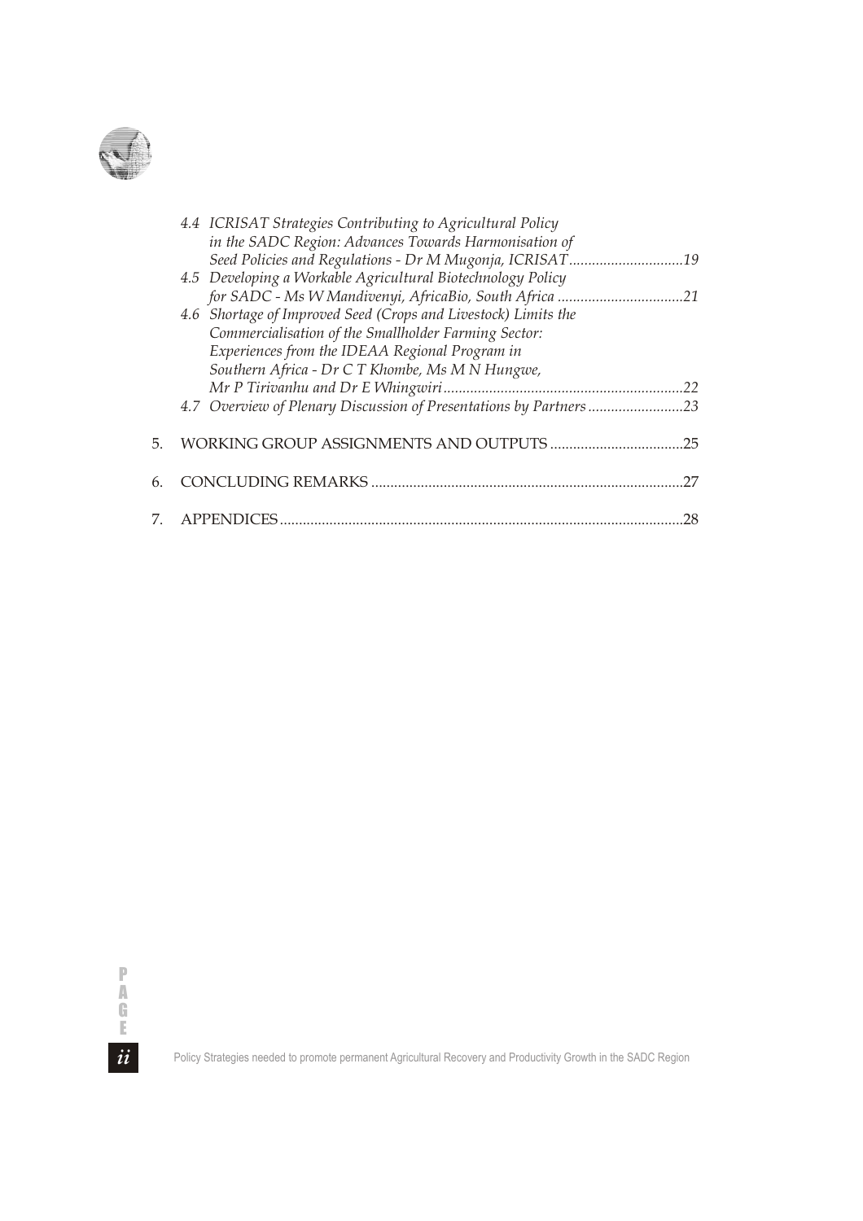4.4 *ICRISAT Strategies Contributing to Agricultural Policy in the SADC Region: Advances Towards Harmonisation of Seed Policies and Regulations - Dr M Mugonja, ICRISAT* ..............................19

4.5 *Developing a Workable Agricultural Biotechnology Policy for SADC - Ms W Mandivenyi, AfricaBio, South Africa* .................................21

4.6 *Shortage of Improved Seed (Crops and Livestock) Limits the Commercialisation of the Smallholder Farming Sector: Experiences from the IDEAA Regional Program in Southern Africa - Dr C T Khombe, Ms M N Hungwe, Mr P Tirivanhu and Dr E Whingwiri* ...............................................................22

4.7 *Overview of Plenary Discussion of Presentations by Partners* .........................23

5. WORKING GROUP ASSIGNMENTS AND OUTPUTS ...................................25

6. CONCLUDING REMARKS ..................................................................................27

7. APPENDICES ..........................................................................................................28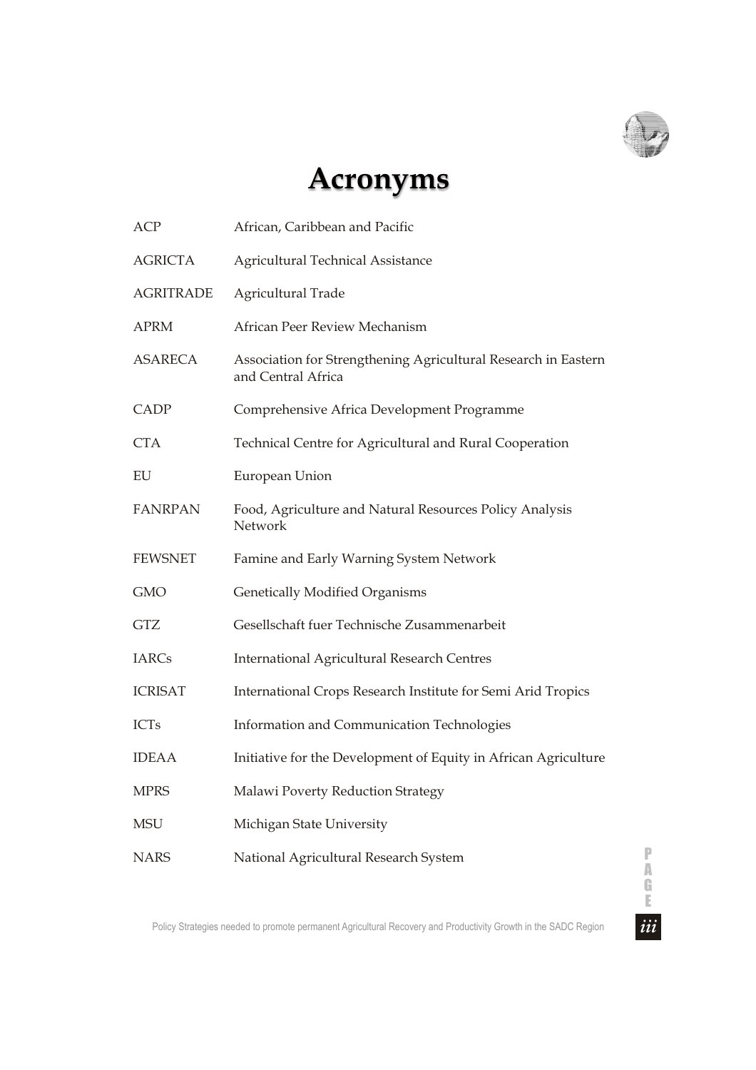# Acronyms

| | |
|---|---|
| ACP | African, Caribbean and Pacific |
| AGRICTA | Agricultural Technical Assistance |
| AGRITRADE | Agricultural Trade |
| APRM | African Peer Review Mechanism |
| ASARECA | Association for Strengthening Agricultural Research in Eastern and Central Africa |
| CADP | Comprehensive Africa Development Programme |
| CTA | Technical Centre for Agricultural and Rural Cooperation |
| EU | European Union |
| FANRPAN | Food, Agriculture and Natural Resources Policy Analysis Network |
| FEWSNET | Famine and Early Warning System Network |
| GMO | Genetically Modified Organisms |
| GTZ | Gesellschaft fuer Technische Zusammenarbeit |
| IARCs | International Agricultural Research Centres |
| ICRISAT | International Crops Research Institute for Semi Arid Tropics |
| ICTs | Information and Communication Technologies |
| IDEAA | Initiative for the Development of Equity in African Agriculture |
| MPRS | Malawi Poverty Reduction Strategy |
| MSU | Michigan State University |
| NARS | National Agricultural Research System |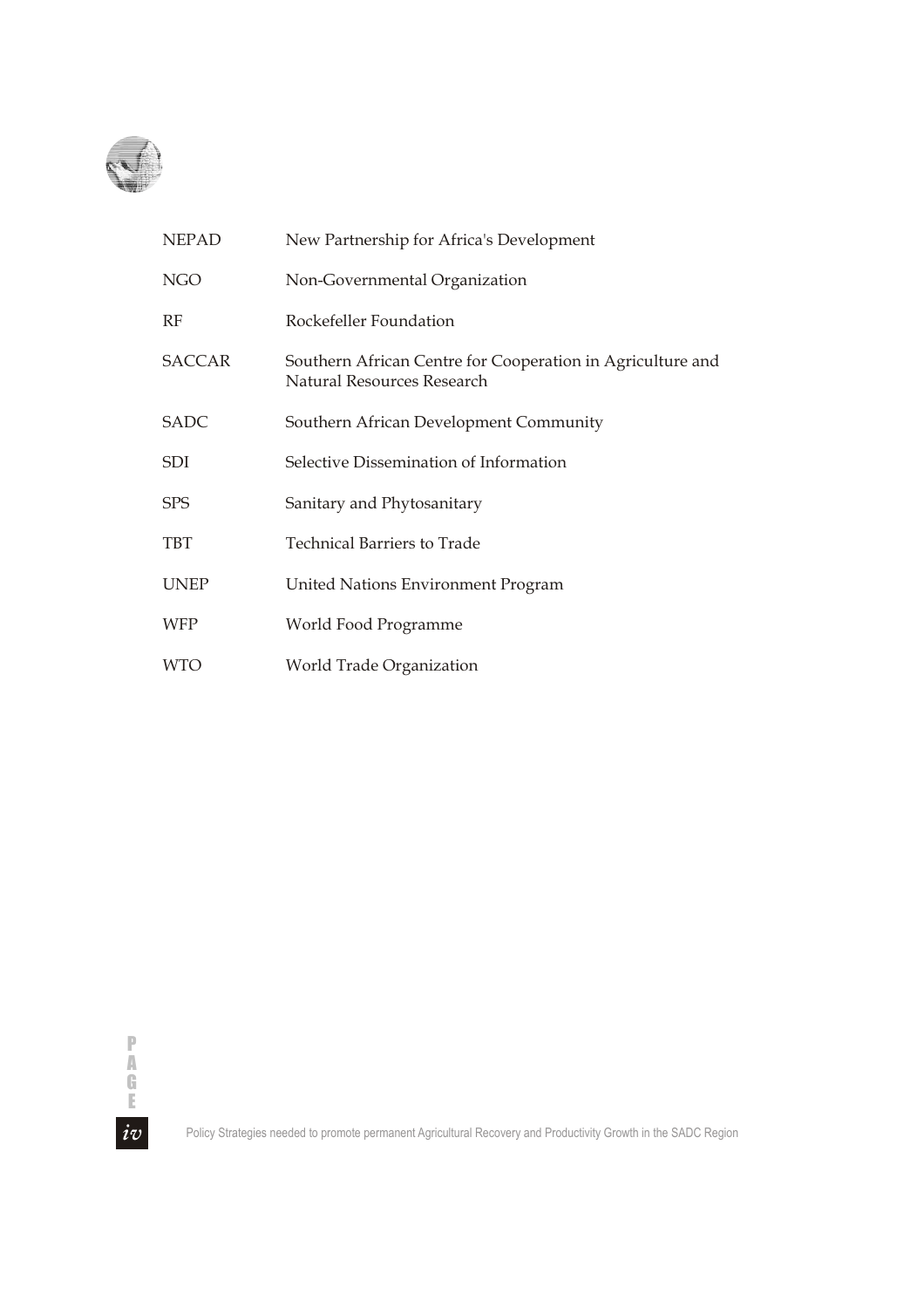| | |
|---|---|
| NEPAD | New Partnership for Africa's Development |
| NGO | Non-Governmental Organization |
| RF | Rockefeller Foundation |
| SACCAR | Southern African Centre for Cooperation in Agriculture and Natural Resources Research |
| SADC | Southern African Development Community |
| SDI | Selective Dissemination of Information |
| SPS | Sanitary and Phytosanitary |
| TBT | Technical Barriers to Trade |
| UNEP | United Nations Environment Program |
| WFP | World Food Programme |
| WTO | World Trade Organization |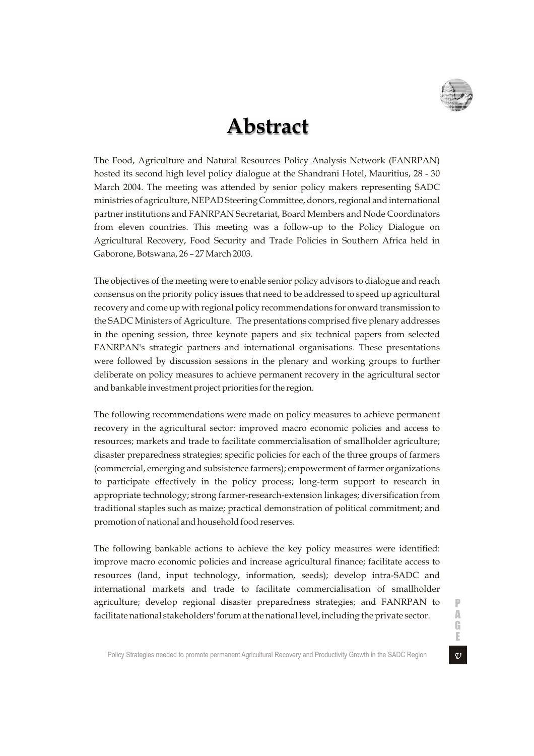# Abstract

The Food, Agriculture and Natural Resources Policy Analysis Network (FANRPAN) hosted its second high level policy dialogue at the Shandrani Hotel, Mauritius, 28 - 30 March 2004. The meeting was attended by senior policy makers representing SADC ministries of agriculture, NEPAD Steering Committee, donors, regional and international partner institutions and FANRPAN Secretariat, Board Members and Node Coordinators from eleven countries. This meeting was a follow-up to the Policy Dialogue on Agricultural Recovery, Food Security and Trade Policies in Southern Africa held in Gaborone, Botswana, 26 – 27 March 2003.

The objectives of the meeting were to enable senior policy advisors to dialogue and reach consensus on the priority policy issues that need to be addressed to speed up agricultural recovery and come up with regional policy recommendations for onward transmission to the SADC Ministers of Agriculture. The presentations comprised five plenary addresses in the opening session, three keynote papers and six technical papers from selected FANRPAN's strategic partners and international organisations. These presentations were followed by discussion sessions in the plenary and working groups to further deliberate on policy measures to achieve permanent recovery in the agricultural sector and bankable investment project priorities for the region.

The following recommendations were made on policy measures to achieve permanent recovery in the agricultural sector: improved macro economic policies and access to resources; markets and trade to facilitate commercialisation of smallholder agriculture; disaster preparedness strategies; specific policies for each of the three groups of farmers (commercial, emerging and subsistence farmers); empowerment of farmer organizations to participate effectively in the policy process; long-term support to research in appropriate technology; strong farmer-research-extension linkages; diversification from traditional staples such as maize; practical demonstration of political commitment; and promotion of national and household food reserves.

The following bankable actions to achieve the key policy measures were identified: improve macro economic policies and increase agricultural finance; facilitate access to resources (land, input technology, information, seeds); develop intra-SADC and international markets and trade to facilitate commercialisation of smallholder agriculture; develop regional disaster preparedness strategies; and FANRPAN to facilitate national stakeholders' forum at the national level, including the private sector.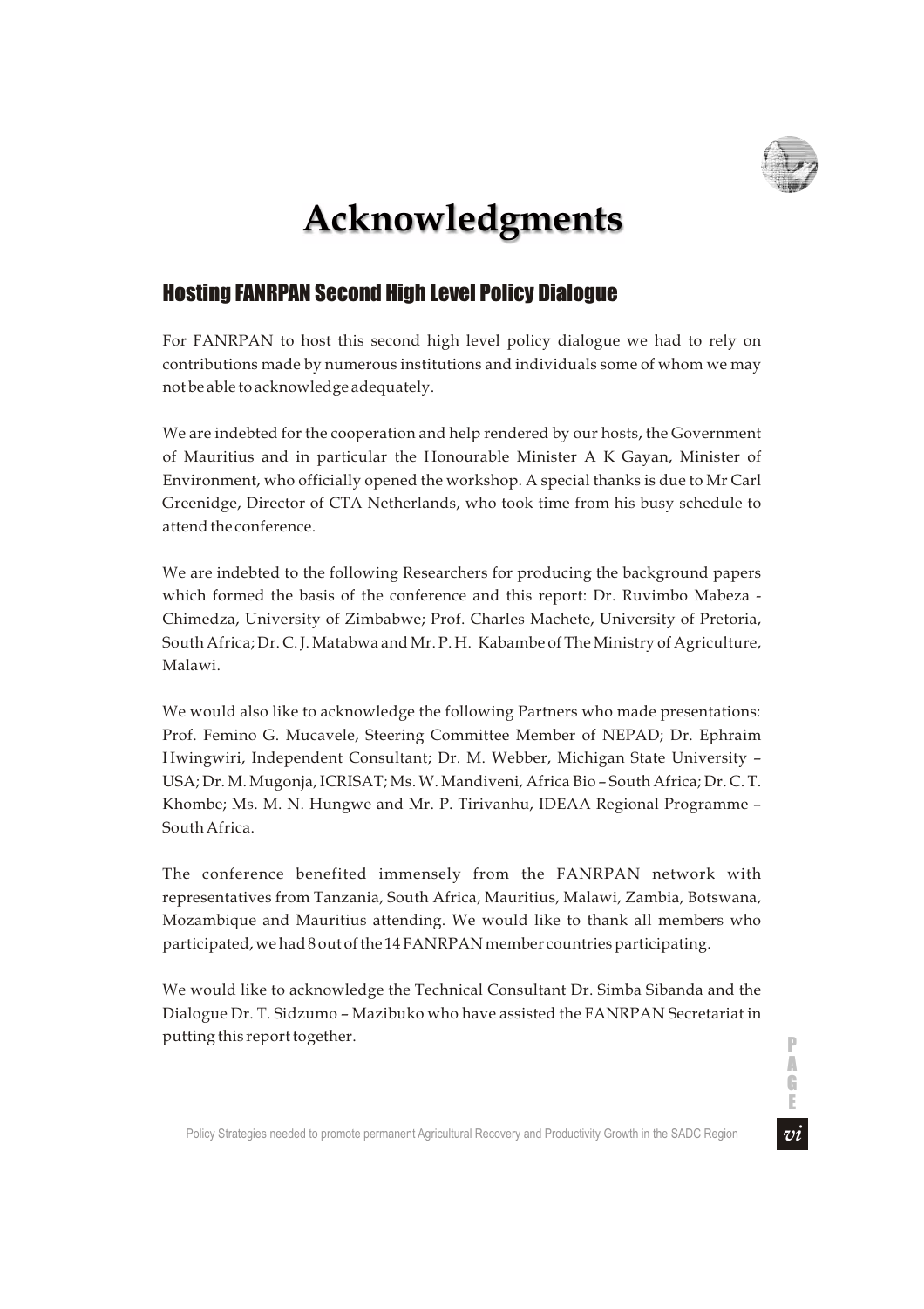# Acknowledgments

## Hosting FANRPAN Second High Level Policy Dialogue

For FANRPAN to host this second high level policy dialogue we had to rely on contributions made by numerous institutions and individuals some of whom we may not be able to acknowledge adequately.

We are indebted for the cooperation and help rendered by our hosts, the Government of Mauritius and in particular the Honourable Minister A K Gayan, Minister of Environment, who officially opened the workshop. A special thanks is due to Mr Carl Greenidge, Director of CTA Netherlands, who took time from his busy schedule to attend the conference.

We are indebted to the following Researchers for producing the background papers which formed the basis of the conference and this report: Dr. Ruvimbo Mabeza - Chimedza, University of Zimbabwe; Prof. Charles Machete, University of Pretoria, South Africa; Dr. C. J. Matabwa and Mr. P. H. Kabambe of The Ministry of Agriculture, Malawi.

We would also like to acknowledge the following Partners who made presentations: Prof. Femino G. Mucavele, Steering Committee Member of NEPAD; Dr. Ephraim Hwingwiri, Independent Consultant; Dr. M. Webber, Michigan State University – USA; Dr. M. Mugonja, ICRISAT; Ms. W. Mandiveni, Africa Bio – South Africa; Dr. C. T. Khombe; Ms. M. N. Hungwe and Mr. P. Tirivanhu, IDEAA Regional Programme – South Africa.

The conference benefited immensely from the FANRPAN network with representatives from Tanzania, South Africa, Mauritius, Malawi, Zambia, Botswana, Mozambique and Mauritius attending. We would like to thank all members who participated, we had 8 out of the 14 FANRPAN member countries participating.

We would like to acknowledge the Technical Consultant Dr. Simba Sibanda and the Dialogue Dr. T. Sidzumo – Mazibuko who have assisted the FANRPAN Secretariat in putting this report together.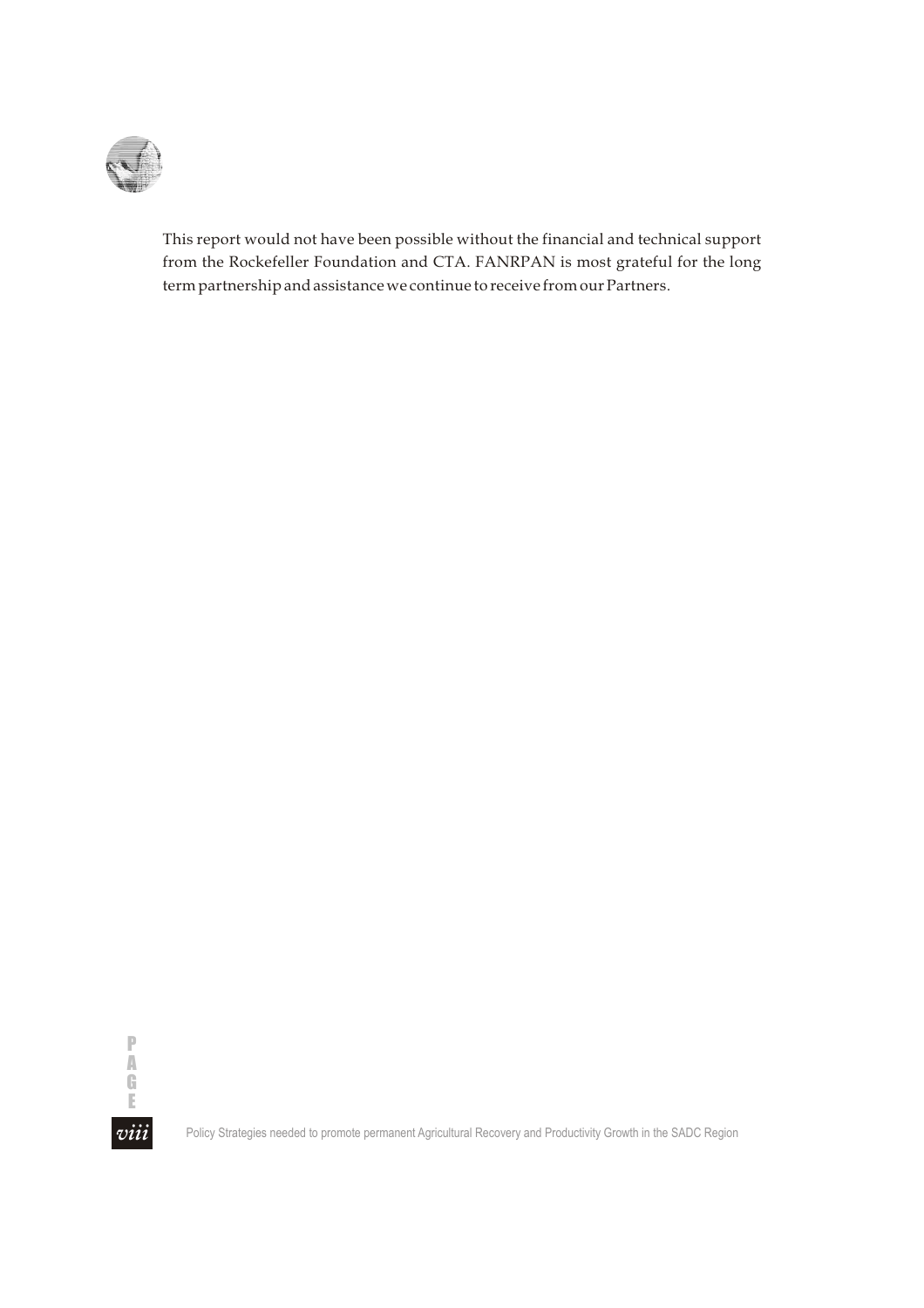This report would not have been possible without the financial and technical support from the Rockefeller Foundation and CTA. FANRPAN is most grateful for the long term partnership and assistance we continue to receive from our Partners.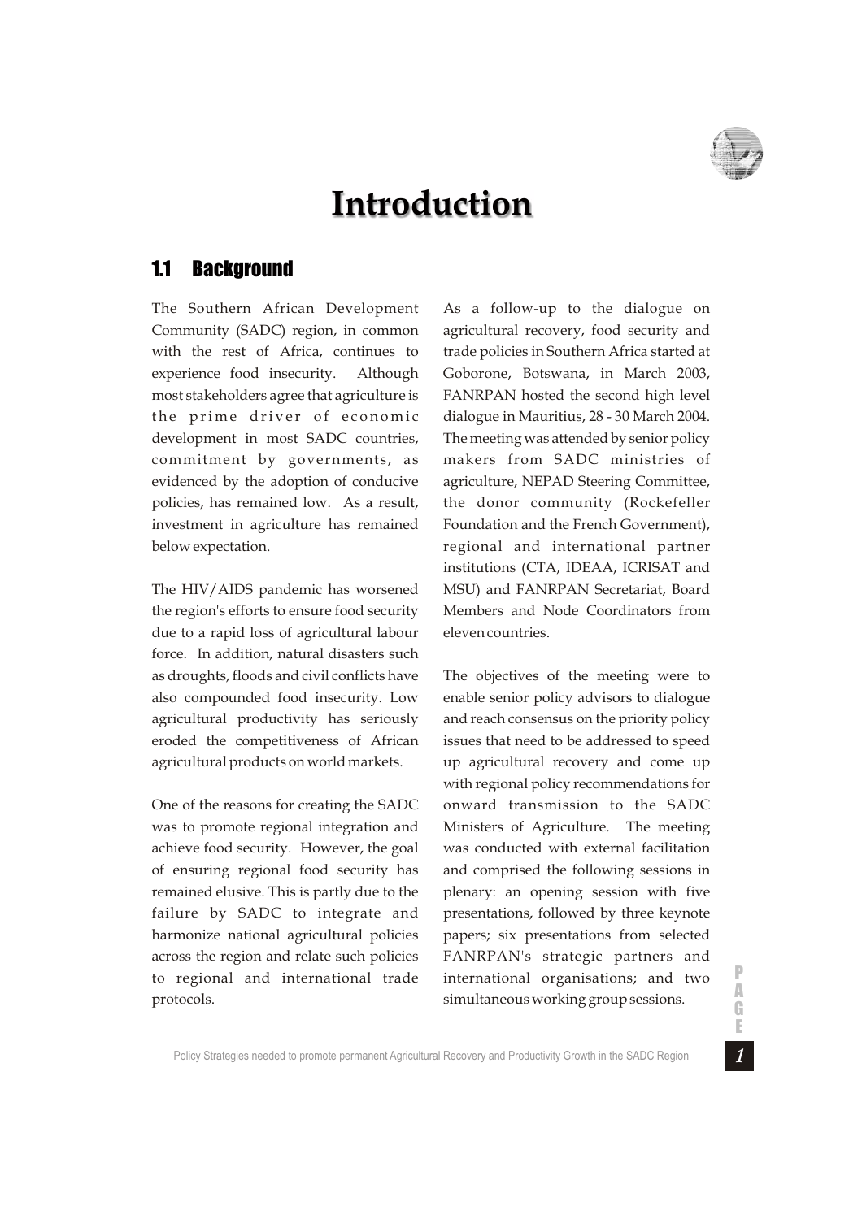# Introduction

## 1.1 Background

The Southern African Development Community (SADC) region, in common with the rest of Africa, continues to experience food insecurity. Although most stakeholders agree that agriculture is the prime driver of economic development in most SADC countries, commitment by governments, as evidenced by the adoption of conducive policies, has remained low. As a result, investment in agriculture has remained below expectation.

The HIV/AIDS pandemic has worsened the region's efforts to ensure food security due to a rapid loss of agricultural labour force. In addition, natural disasters such as droughts, floods and civil conflicts have also compounded food insecurity. Low agricultural productivity has seriously eroded the competitiveness of African agricultural products on world markets.

One of the reasons for creating the SADC was to promote regional integration and achieve food security. However, the goal of ensuring regional food security has remained elusive. This is partly due to the failure by SADC to integrate and harmonize national agricultural policies across the region and relate such policies to regional and international trade protocols.

As a follow-up to the dialogue on agricultural recovery, food security and trade policies in Southern Africa started at Goborone, Botswana, in March 2003, FANRPAN hosted the second high level dialogue in Mauritius, 28 - 30 March 2004. The meeting was attended by senior policy makers from SADC ministries of agriculture, NEPAD Steering Committee, the donor community (Rockefeller Foundation and the French Government), regional and international partner institutions (CTA, IDEAA, ICRISAT and MSU) and FANRPAN Secretariat, Board Members and Node Coordinators from eleven countries.

The objectives of the meeting were to enable senior policy advisors to dialogue and reach consensus on the priority policy issues that need to be addressed to speed up agricultural recovery and come up with regional policy recommendations for onward transmission to the SADC Ministers of Agriculture. The meeting was conducted with external facilitation and comprised the following sessions in plenary: an opening session with five presentations, followed by three keynote papers; six presentations from selected FANRPAN's strategic partners and international organisations; and two simultaneous working group sessions.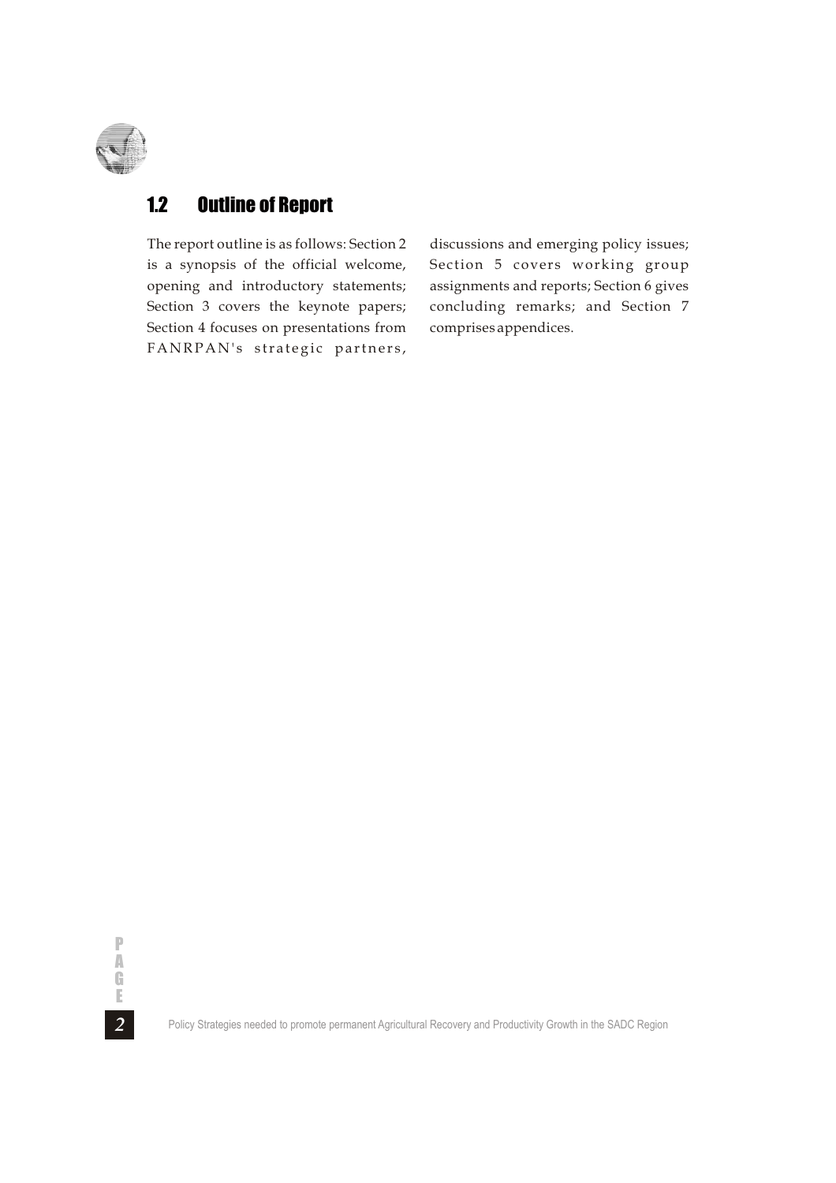## 1.2 Outline of Report

The report outline is as follows: Section 2 is a synopsis of the official welcome, opening and introductory statements; Section 3 covers the keynote papers; Section 4 focuses on presentations from FANRPAN's strategic partners, discussions and emerging policy issues; Section 5 covers working group assignments and reports; Section 6 gives concluding remarks; and Section 7 comprises appendices.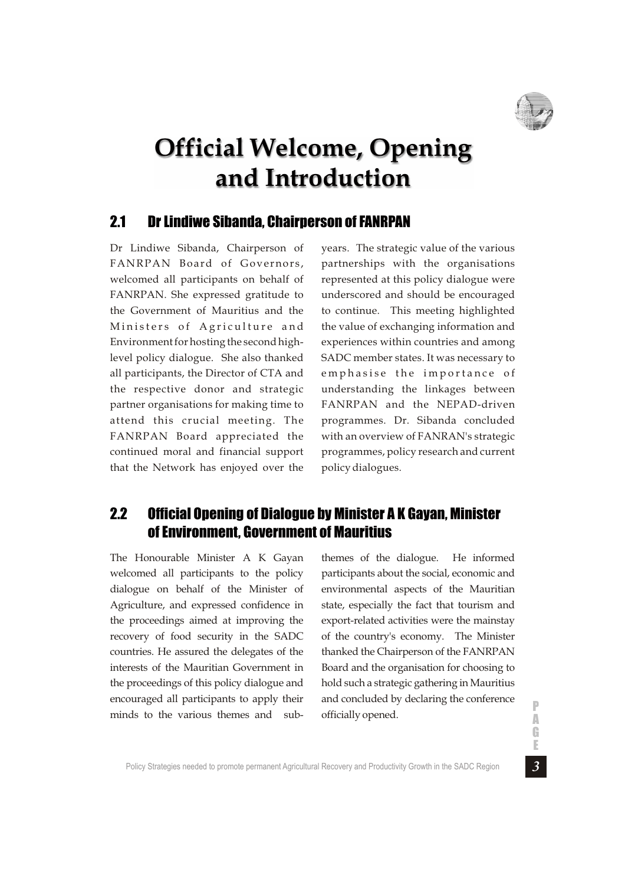# Official Welcome, Opening and Introduction

## 2.1 Dr Lindiwe Sibanda, Chairperson of FANRPAN

Dr Lindiwe Sibanda, Chairperson of FANRPAN Board of Governors, welcomed all participants on behalf of FANRPAN. She expressed gratitude to the Government of Mauritius and the Ministers of Agriculture and Environment for hosting the second high-level policy dialogue. She also thanked all participants, the Director of CTA and the respective donor and strategic partner organisations for making time to attend this crucial meeting. The FANRPAN Board appreciated the continued moral and financial support that the Network has enjoyed over the years. The strategic value of the various partnerships with the organisations represented at this policy dialogue were underscored and should be encouraged to continue. This meeting highlighted the value of exchanging information and experiences within countries and among SADC member states. It was necessary to emphasise the importance of understanding the linkages between FANRPAN and the NEPAD-driven programmes. Dr. Sibanda concluded with an overview of FANRAN's strategic programmes, policy research and current policy dialogues.

## 2.2 Official Opening of Dialogue by Minister A K Gayan, Minister of Environment, Government of Mauritius

The Honourable Minister A K Gayan welcomed all participants to the policy dialogue on behalf of the Minister of Agriculture, and expressed confidence in the proceedings aimed at improving the recovery of food security in the SADC countries. He assured the delegates of the interests of the Mauritian Government in the proceedings of this policy dialogue and encouraged all participants to apply their minds to the various themes and sub-themes of the dialogue. He informed participants about the social, economic and environmental aspects of the Mauritian state, especially the fact that tourism and export-related activities were the mainstay of the country's economy. The Minister thanked the Chairperson of the FANRPAN Board and the organisation for choosing to hold such a strategic gathering in Mauritius and concluded by declaring the conference officially opened.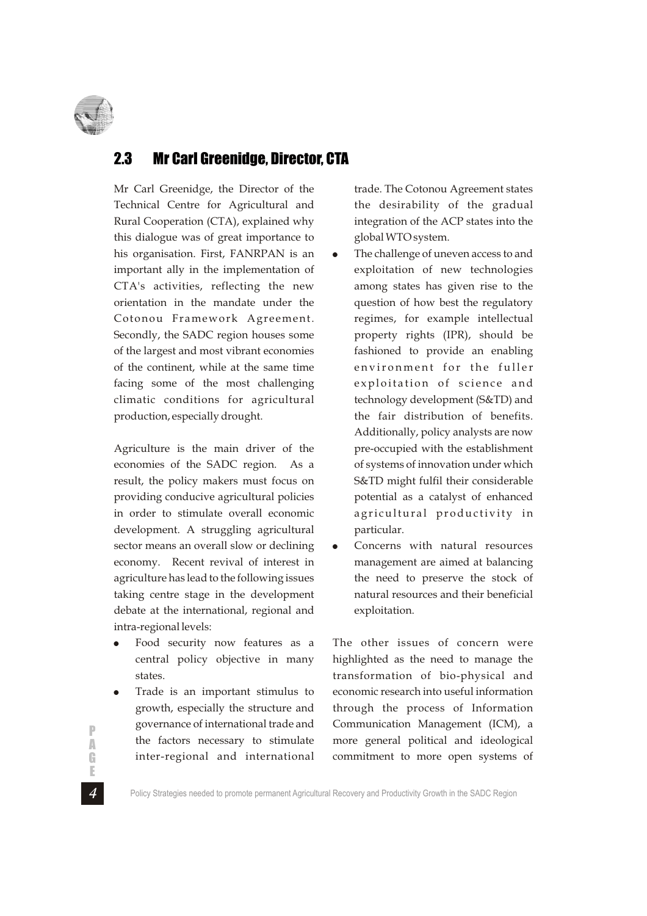## 2.3 Mr Carl Greenidge, Director, CTA

Mr Carl Greenidge, the Director of the Technical Centre for Agricultural and Rural Cooperation (CTA), explained why this dialogue was of great importance to his organisation. First, FANRPAN is an important ally in the implementation of CTA's activities, reflecting the new orientation in the mandate under the Cotonou Framework Agreement. Secondly, the SADC region houses some of the largest and most vibrant economies of the continent, while at the same time facing some of the most challenging climatic conditions for agricultural production, especially drought.

Agriculture is the main driver of the economies of the SADC region. As a result, the policy makers must focus on providing conducive agricultural policies in order to stimulate overall economic development. A struggling agricultural sector means an overall slow or declining economy. Recent revival of interest in agriculture has lead to the following issues taking centre stage in the development debate at the international, regional and intra-regional levels:

- Food security now features as a central policy objective in many states.
- Trade is an important stimulus to growth, especially the structure and governance of international trade and the factors necessary to stimulate inter-regional and international trade. The Cotonou Agreement states the desirability of the gradual integration of the ACP states into the global WTO system.
- The challenge of uneven access to and exploitation of new technologies among states has given rise to the question of how best the regulatory regimes, for example intellectual property rights (IPR), should be fashioned to provide an enabling environment for the fuller exploitation of science and technology development (S&TD) and the fair distribution of benefits. Additionally, policy analysts are now pre-occupied with the establishment of systems of innovation under which S&TD might fulfil their considerable potential as a catalyst of enhanced agricultural productivity in particular.
- Concerns with natural resources management are aimed at balancing the need to preserve the stock of natural resources and their beneficial exploitation.

The other issues of concern were highlighted as the need to manage the transformation of bio-physical and economic research into useful information through the process of Information Communication Management (ICM), a more general political and ideological commitment to more open systems of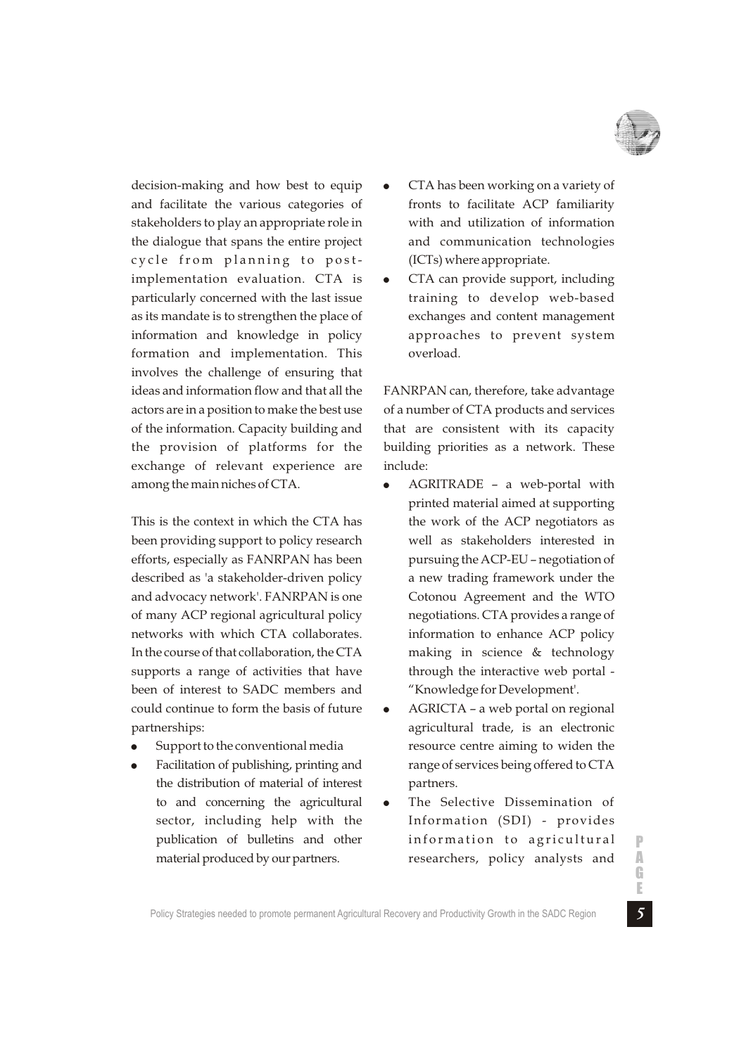decision-making and how best to equip and facilitate the various categories of stakeholders to play an appropriate role in the dialogue that spans the entire project cycle from planning to post-implementation evaluation. CTA is particularly concerned with the last issue as its mandate is to strengthen the place of information and knowledge in policy formation and implementation. This involves the challenge of ensuring that ideas and information flow and that all the actors are in a position to make the best use of the information. Capacity building and the provision of platforms for the exchange of relevant experience are among the main niches of CTA.

This is the context in which the CTA has been providing support to policy research efforts, especially as FANRPAN has been described as 'a stakeholder-driven policy and advocacy network'. FANRPAN is one of many ACP regional agricultural policy networks with which CTA collaborates. In the course of that collaboration, the CTA supports a range of activities that have been of interest to SADC members and could continue to form the basis of future partnerships:

- Support to the conventional media
- Facilitation of publishing, printing and the distribution of material of interest to and concerning the agricultural sector, including help with the publication of bulletins and other material produced by our partners.
- CTA has been working on a variety of fronts to facilitate ACP familiarity with and utilization of information and communication technologies (ICTs) where appropriate.
- CTA can provide support, including training to develop web-based exchanges and content management approaches to prevent system overload.

FANRPAN can, therefore, take advantage of a number of CTA products and services that are consistent with its capacity building priorities as a network. These include:

- AGRITRADE – a web-portal with printed material aimed at supporting the work of the ACP negotiators as well as stakeholders interested in pursuing the ACP-EU – negotiation of a new trading framework under the Cotonou Agreement and the WTO negotiations. CTA provides a range of information to enhance ACP policy making in science & technology through the interactive web portal - "Knowledge for Development'.
- AGRICTA – a web portal on regional agricultural trade, is an electronic resource centre aiming to widen the range of services being offered to CTA partners.
- The Selective Dissemination of Information (SDI) - provides information to agricultural researchers, policy analysts and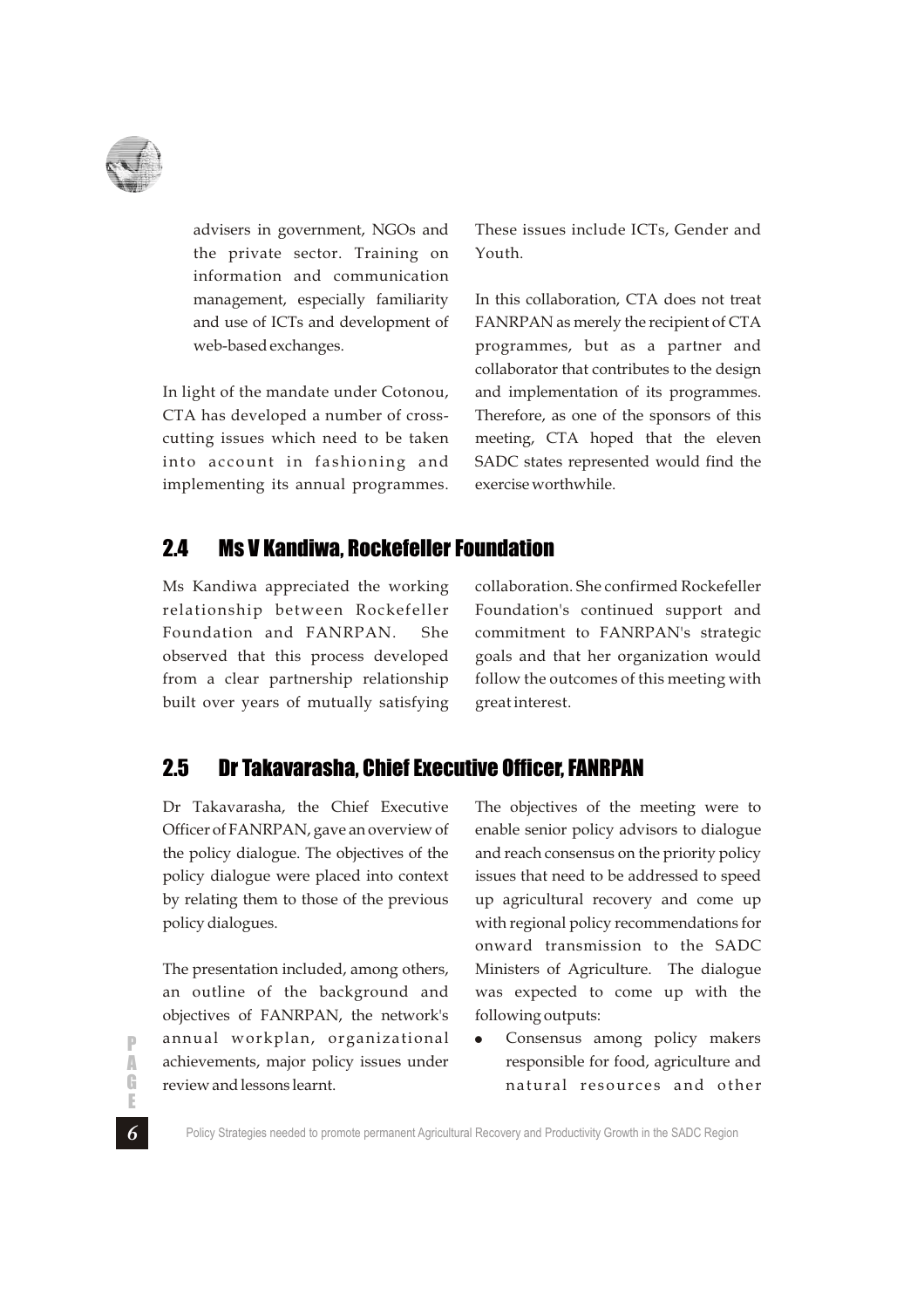advisers in government, NGOs and the private sector. Training on information and communication management, especially familiarity and use of ICTs and development of web-based exchanges.

In light of the mandate under Cotonou, CTA has developed a number of cross-cutting issues which need to be taken into account in fashioning and implementing its annual programmes. These issues include ICTs, Gender and Youth.

In this collaboration, CTA does not treat FANRPAN as merely the recipient of CTA programmes, but as a partner and collaborator that contributes to the design and implementation of its programmes. Therefore, as one of the sponsors of this meeting, CTA hoped that the eleven SADC states represented would find the exercise worthwhile.

## 2.4 Ms V Kandiwa, Rockefeller Foundation

Ms Kandiwa appreciated the working relationship between Rockefeller Foundation and FANRPAN. She observed that this process developed from a clear partnership relationship built over years of mutually satisfying collaboration. She confirmed Rockefeller Foundation's continued support and commitment to FANRPAN's strategic goals and that her organization would follow the outcomes of this meeting with great interest.

## 2.5 Dr Takavarasha, Chief Executive Officer, FANRPAN

Dr Takavarasha, the Chief Executive Officer of FANRPAN, gave an overview of the policy dialogue. The objectives of the policy dialogue were placed into context by relating them to those of the previous policy dialogues.

The presentation included, among others, an outline of the background and objectives of FANRPAN, the network's annual workplan, organizational achievements, major policy issues under review and lessons learnt.

The objectives of the meeting were to enable senior policy advisors to dialogue and reach consensus on the priority policy issues that need to be addressed to speed up agricultural recovery and come up with regional policy recommendations for onward transmission to the SADC Ministers of Agriculture. The dialogue was expected to come up with the following outputs:

- Consensus among policy makers responsible for food, agriculture and natural resources and other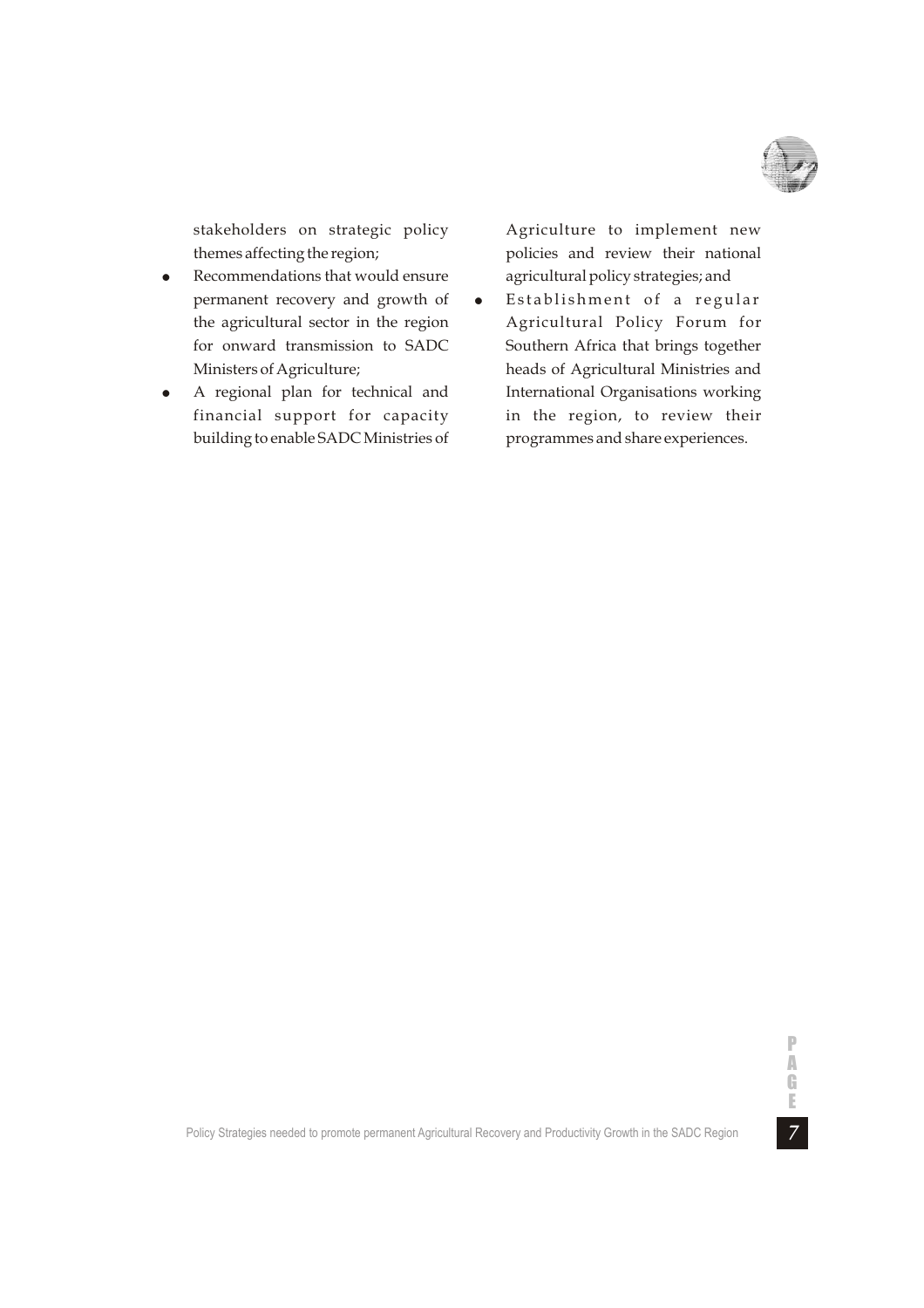stakeholders on strategic policy themes affecting the region;

- Recommendations that would ensure permanent recovery and growth of the agricultural sector in the region for onward transmission to SADC Ministers of Agriculture;
- A regional plan for technical and financial support for capacity building to enable SADC Ministries of Agriculture to implement new policies and review their national agricultural policy strategies; and
- Establishment of a regular Agricultural Policy Forum for Southern Africa that brings together heads of Agricultural Ministries and International Organisations working in the region, to review their programmes and share experiences.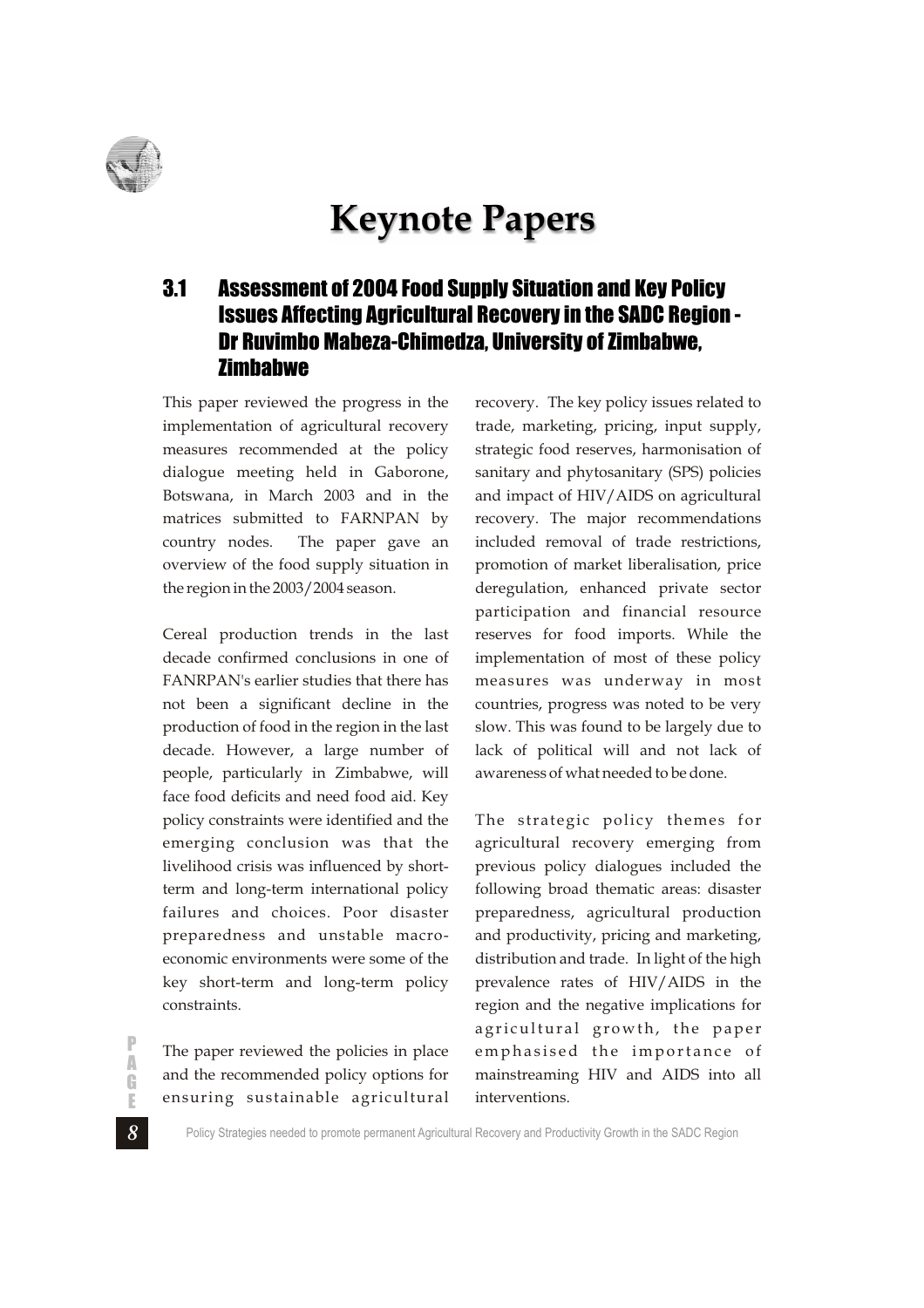# Keynote Papers

## 3.1 Assessment of 2004 Food Supply Situation and Key Policy Issues Affecting Agricultural Recovery in the SADC Region - Dr Ruvimbo Mabeza-Chimedza, University of Zimbabwe, Zimbabwe

This paper reviewed the progress in the implementation of agricultural recovery measures recommended at the policy dialogue meeting held in Gaborone, Botswana, in March 2003 and in the matrices submitted to FARNPAN by country nodes. The paper gave an overview of the food supply situation in the region in the 2003/2004 season.

Cereal production trends in the last decade confirmed conclusions in one of FANRPAN's earlier studies that there has not been a significant decline in the production of food in the region in the last decade. However, a large number of people, particularly in Zimbabwe, will face food deficits and need food aid. Key policy constraints were identified and the emerging conclusion was that the livelihood crisis was influenced by short-term and long-term international policy failures and choices. Poor disaster preparedness and unstable macro-economic environments were some of the key short-term and long-term policy constraints.

The paper reviewed the policies in place and the recommended policy options for ensuring sustainable agricultural recovery. The key policy issues related to trade, marketing, pricing, input supply, strategic food reserves, harmonisation of sanitary and phytosanitary (SPS) policies and impact of HIV/AIDS on agricultural recovery. The major recommendations included removal of trade restrictions, promotion of market liberalisation, price deregulation, enhanced private sector participation and financial resource reserves for food imports. While the implementation of most of these policy measures was underway in most countries, progress was noted to be very slow. This was found to be largely due to lack of political will and not lack of awareness of what needed to be done.

The strategic policy themes for agricultural recovery emerging from previous policy dialogues included the following broad thematic areas: disaster preparedness, agricultural production and productivity, pricing and marketing, distribution and trade. In light of the high prevalence rates of HIV/AIDS in the region and the negative implications for agricultural growth, the paper emphasised the importance of mainstreaming HIV and AIDS into all interventions.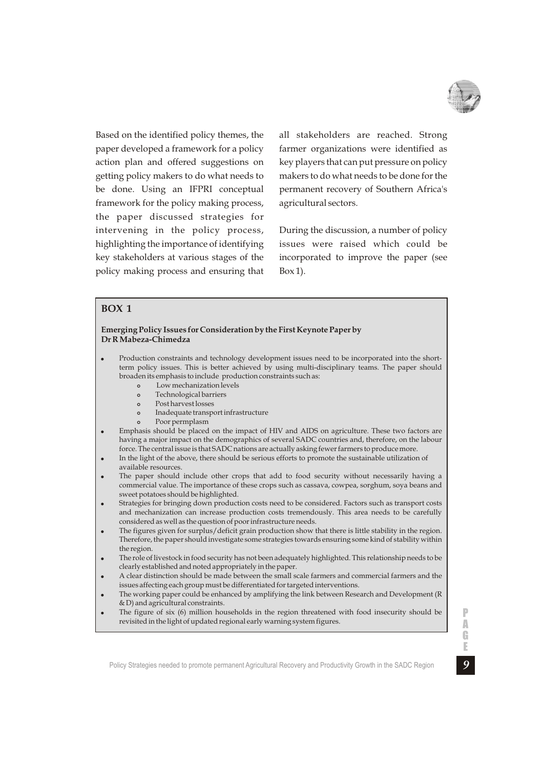Based on the identified policy themes, the paper developed a framework for a policy action plan and offered suggestions on getting policy makers to do what needs to be done. Using an IFPRI conceptual framework for the policy making process, the paper discussed strategies for intervening in the policy process, highlighting the importance of identifying key stakeholders at various stages of the policy making process and ensuring that all stakeholders are reached. Strong farmer organizations were identified as key players that can put pressure on policy makers to do what needs to be done for the permanent recovery of Southern Africa's agricultural sectors.

During the discussion, a number of policy issues were raised which could be incorporated to improve the paper (see Box 1).

## BOX 1

**Emerging Policy Issues for Consideration by the First Keynote Paper by Dr R Mabeza-Chimedza**

- Production constraints and technology development issues need to be incorporated into the short-term policy issues. This is better achieved by using multi-disciplinary teams. The paper should broaden its emphasis to include production constraints such as:
  - Low mechanization levels
  - Technological barriers
  - Post harvest losses
  - Inadequate transport infrastructure
  - Poor permplasm
- Emphasis should be placed on the impact of HIV and AIDS on agriculture. These two factors are having a major impact on the demographics of several SADC countries and, therefore, on the labour force. The central issue is that SADC nations are actually asking fewer farmers to produce more.
- In the light of the above, there should be serious efforts to promote the sustainable utilization of available resources.
- The paper should include other crops that add to food security without necessarily having a commercial value. The importance of these crops such as cassava, cowpea, sorghum, soya beans and sweet potatoes should be highlighted.
- Strategies for bringing down production costs need to be considered. Factors such as transport costs and mechanization can increase production costs tremendously. This area needs to be carefully considered as well as the question of poor infrastructure needs.
- The figures given for surplus/deficit grain production show that there is little stability in the region. Therefore, the paper should investigate some strategies towards ensuring some kind of stability within the region.
- The role of livestock in food security has not been adequately highlighted. This relationship needs to be clearly established and noted appropriately in the paper.
- A clear distinction should be made between the small scale farmers and commercial farmers and the issues affecting each group must be differentiated for targeted interventions.
- The working paper could be enhanced by amplifying the link between Research and Development (R & D) and agricultural constraints.
- The figure of six (6) million households in the region threatened with food insecurity should be revisited in the light of updated regional early warning system figures.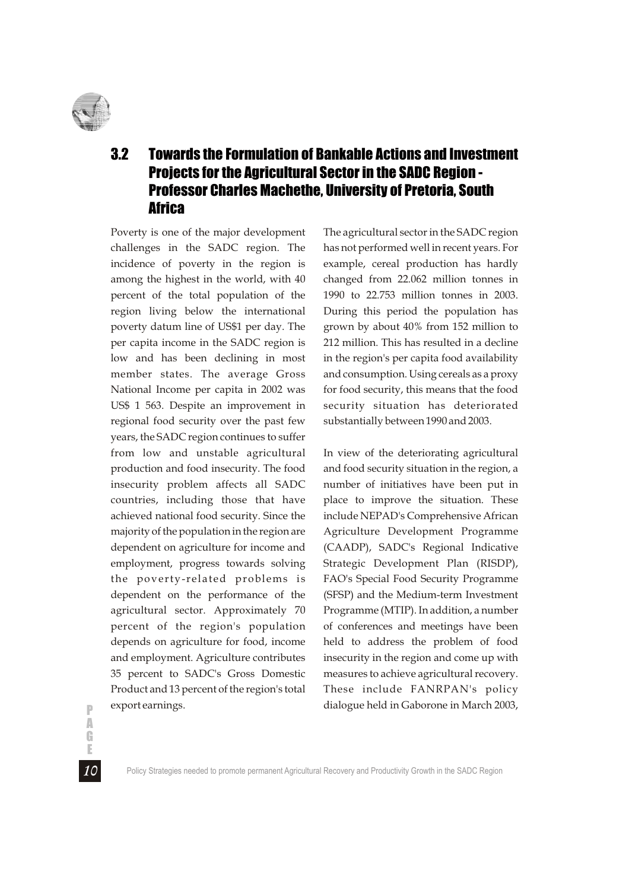## 3.2 Towards the Formulation of Bankable Actions and Investment Projects for the Agricultural Sector in the SADC Region - Professor Charles Machethe, University of Pretoria, South Africa

Poverty is one of the major development challenges in the SADC region. The incidence of poverty in the region is among the highest in the world, with 40 percent of the total population of the region living below the international poverty datum line of US$1 per day. The per capita income in the SADC region is low and has been declining in most member states. The average Gross National Income per capita in 2002 was US$ 1 563. Despite an improvement in regional food security over the past few years, the SADC region continues to suffer from low and unstable agricultural production and food insecurity. The food insecurity problem affects all SADC countries, including those that have achieved national food security. Since the majority of the population in the region are dependent on agriculture for income and employment, progress towards solving the poverty-related problems is dependent on the performance of the agricultural sector. Approximately 70 percent of the region's population depends on agriculture for food, income and employment. Agriculture contributes 35 percent to SADC's Gross Domestic Product and 13 percent of the region's total export earnings.

The agricultural sector in the SADC region has not performed well in recent years. For example, cereal production has hardly changed from 22.062 million tonnes in 1990 to 22.753 million tonnes in 2003. During this period the population has grown by about 40% from 152 million to 212 million. This has resulted in a decline in the region's per capita food availability and consumption. Using cereals as a proxy for food security, this means that the food security situation has deteriorated substantially between 1990 and 2003.

In view of the deteriorating agricultural and food security situation in the region, a number of initiatives have been put in place to improve the situation. These include NEPAD's Comprehensive African Agriculture Development Programme (CAADP), SADC's Regional Indicative Strategic Development Plan (RISDP), FAO's Special Food Security Programme (SFSP) and the Medium-term Investment Programme (MTIP). In addition, a number of conferences and meetings have been held to address the problem of food insecurity in the region and come up with measures to achieve agricultural recovery. These include FANRPAN's policy dialogue held in Gaborone in March 2003,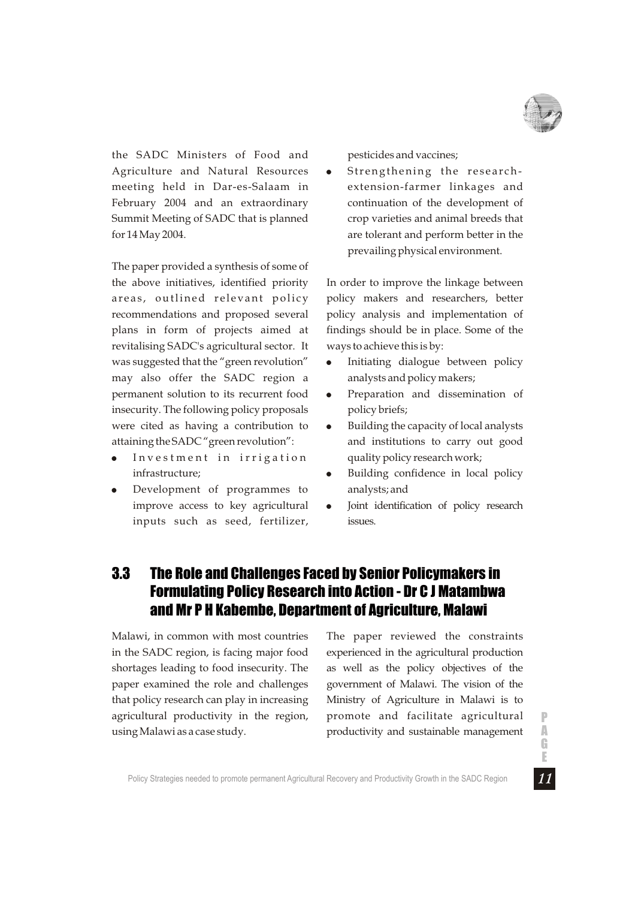the SADC Ministers of Food and Agriculture and Natural Resources meeting held in Dar-es-Salaam in February 2004 and an extraordinary Summit Meeting of SADC that is planned for 14 May 2004.

The paper provided a synthesis of some of the above initiatives, identified priority areas, outlined relevant policy recommendations and proposed several plans in form of projects aimed at revitalising SADC's agricultural sector. It was suggested that the "green revolution" may also offer the SADC region a permanent solution to its recurrent food insecurity. The following policy proposals were cited as having a contribution to attaining the SADC "green revolution":

- Investment in irrigation infrastructure;
- Development of programmes to improve access to key agricultural inputs such as seed, fertilizer, pesticides and vaccines;
- Strengthening the research-extension-farmer linkages and continuation of the development of crop varieties and animal breeds that are tolerant and perform better in the prevailing physical environment.

In order to improve the linkage between policy makers and researchers, better policy analysis and implementation of findings should be in place. Some of the ways to achieve this is by:

- Initiating dialogue between policy analysts and policy makers;
- Preparation and dissemination of policy briefs;
- Building the capacity of local analysts and institutions to carry out good quality policy research work;
- Building confidence in local policy analysts; and
- Joint identification of policy research issues.

## 3.3 The Role and Challenges Faced by Senior Policymakers in Formulating Policy Research into Action - Dr C J Matambwa and Mr P H Kabembe, Department of Agriculture, Malawi

Malawi, in common with most countries in the SADC region, is facing major food shortages leading to food insecurity. The paper examined the role and challenges that policy research can play in increasing agricultural productivity in the region, using Malawi as a case study.

The paper reviewed the constraints experienced in the agricultural production as well as the policy objectives of the government of Malawi. The vision of the Ministry of Agriculture in Malawi is to promote and facilitate agricultural productivity and sustainable management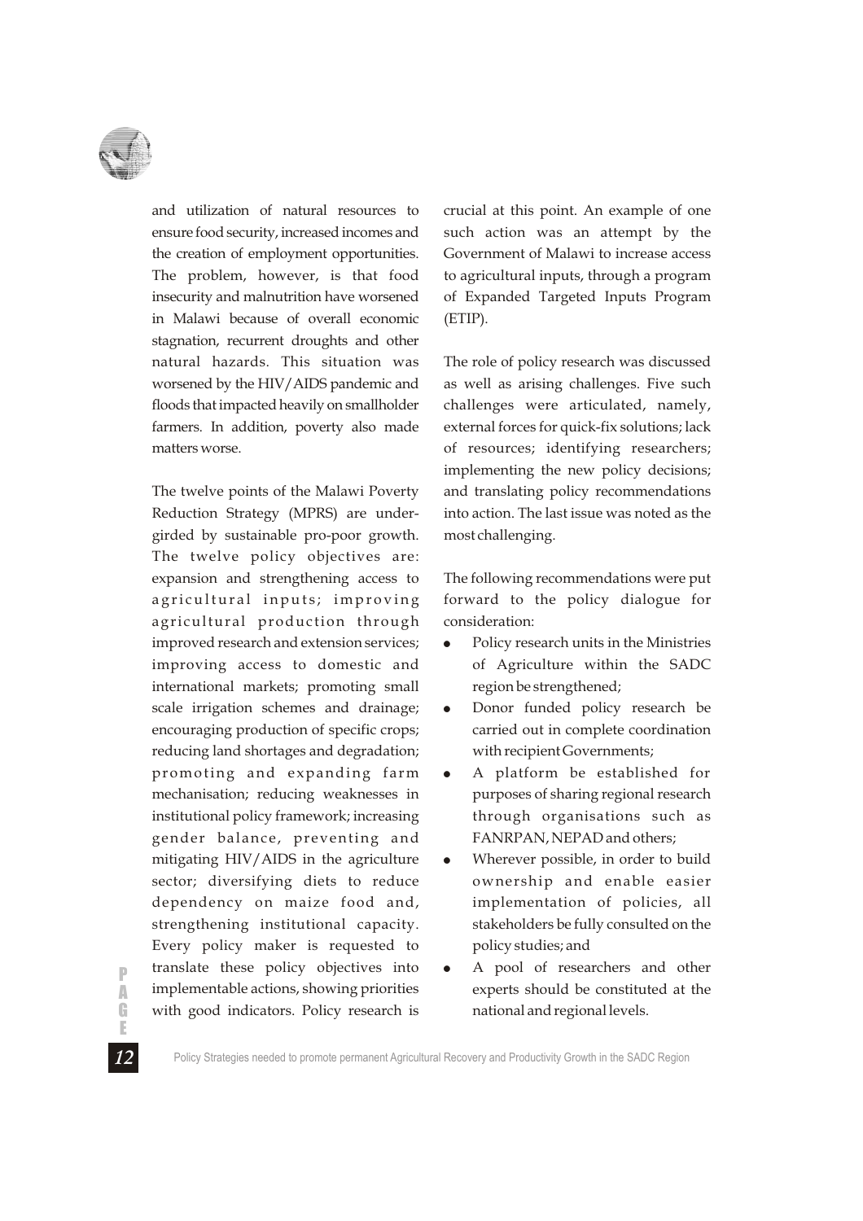and utilization of natural resources to ensure food security, increased incomes and the creation of employment opportunities. The problem, however, is that food insecurity and malnutrition have worsened in Malawi because of overall economic stagnation, recurrent droughts and other natural hazards. This situation was worsened by the HIV/AIDS pandemic and floods that impacted heavily on smallholder farmers. In addition, poverty also made matters worse.

The twelve points of the Malawi Poverty Reduction Strategy (MPRS) are undergirded by sustainable pro-poor growth. The twelve policy objectives are: expansion and strengthening access to agricultural inputs; improving agricultural production through improved research and extension services; improving access to domestic and international markets; promoting small scale irrigation schemes and drainage; encouraging production of specific crops; reducing land shortages and degradation; promoting and expanding farm mechanisation; reducing weaknesses in institutional policy framework; increasing gender balance, preventing and mitigating HIV/AIDS in the agriculture sector; diversifying diets to reduce dependency on maize food and, strengthening institutional capacity. Every policy maker is requested to translate these policy objectives into implementable actions, showing priorities with good indicators. Policy research is crucial at this point. An example of one such action was an attempt by the Government of Malawi to increase access to agricultural inputs, through a program of Expanded Targeted Inputs Program (ETIP).

The role of policy research was discussed as well as arising challenges. Five such challenges were articulated, namely, external forces for quick-fix solutions; lack of resources; identifying researchers; implementing the new policy decisions; and translating policy recommendations into action. The last issue was noted as the most challenging.

The following recommendations were put forward to the policy dialogue for consideration:

- Policy research units in the Ministries of Agriculture within the SADC region be strengthened;
- Donor funded policy research be carried out in complete coordination with recipient Governments;
- A platform be established for purposes of sharing regional research through organisations such as FANRPAN, NEPAD and others;
- Wherever possible, in order to build ownership and enable easier implementation of policies, all stakeholders be fully consulted on the policy studies; and
- A pool of researchers and other experts should be constituted at the national and regional levels.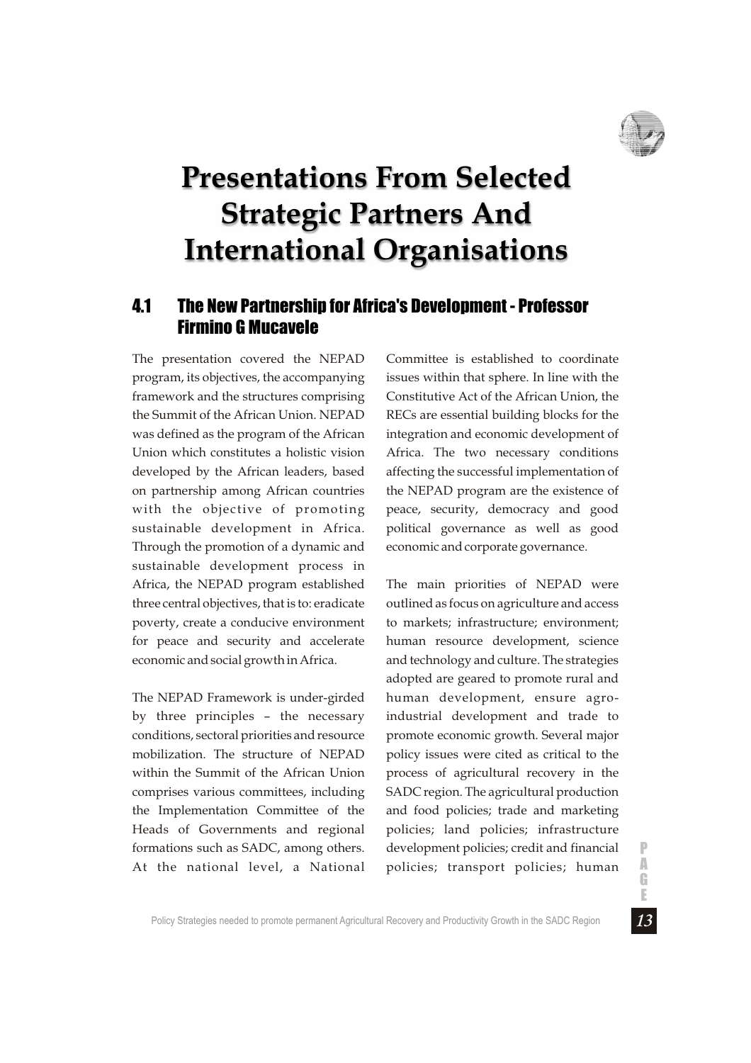# Presentations From Selected Strategic Partners And International Organisations

## 4.1 The New Partnership for Africa's Development - Professor Firmino G Mucavele

The presentation covered the NEPAD program, its objectives, the accompanying framework and the structures comprising the Summit of the African Union. NEPAD was defined as the program of the African Union which constitutes a holistic vision developed by the African leaders, based on partnership among African countries with the objective of promoting sustainable development in Africa. Through the promotion of a dynamic and sustainable development process in Africa, the NEPAD program established three central objectives, that is to: eradicate poverty, create a conducive environment for peace and security and accelerate economic and social growth in Africa.

The NEPAD Framework is under-girded by three principles – the necessary conditions, sectoral priorities and resource mobilization. The structure of NEPAD within the Summit of the African Union comprises various committees, including the Implementation Committee of the Heads of Governments and regional formations such as SADC, among others. At the national level, a National Committee is established to coordinate issues within that sphere. In line with the Constitutive Act of the African Union, the RECs are essential building blocks for the integration and economic development of Africa. The two necessary conditions affecting the successful implementation of the NEPAD program are the existence of peace, security, democracy and good political governance as well as good economic and corporate governance.

The main priorities of NEPAD were outlined as focus on agriculture and access to markets; infrastructure; environment; human resource development, science and technology and culture. The strategies adopted are geared to promote rural and human development, ensure agro-industrial development and trade to promote economic growth. Several major policy issues were cited as critical to the process of agricultural recovery in the SADC region. The agricultural production and food policies; trade and marketing policies; land policies; infrastructure development policies; credit and financial policies; transport policies; human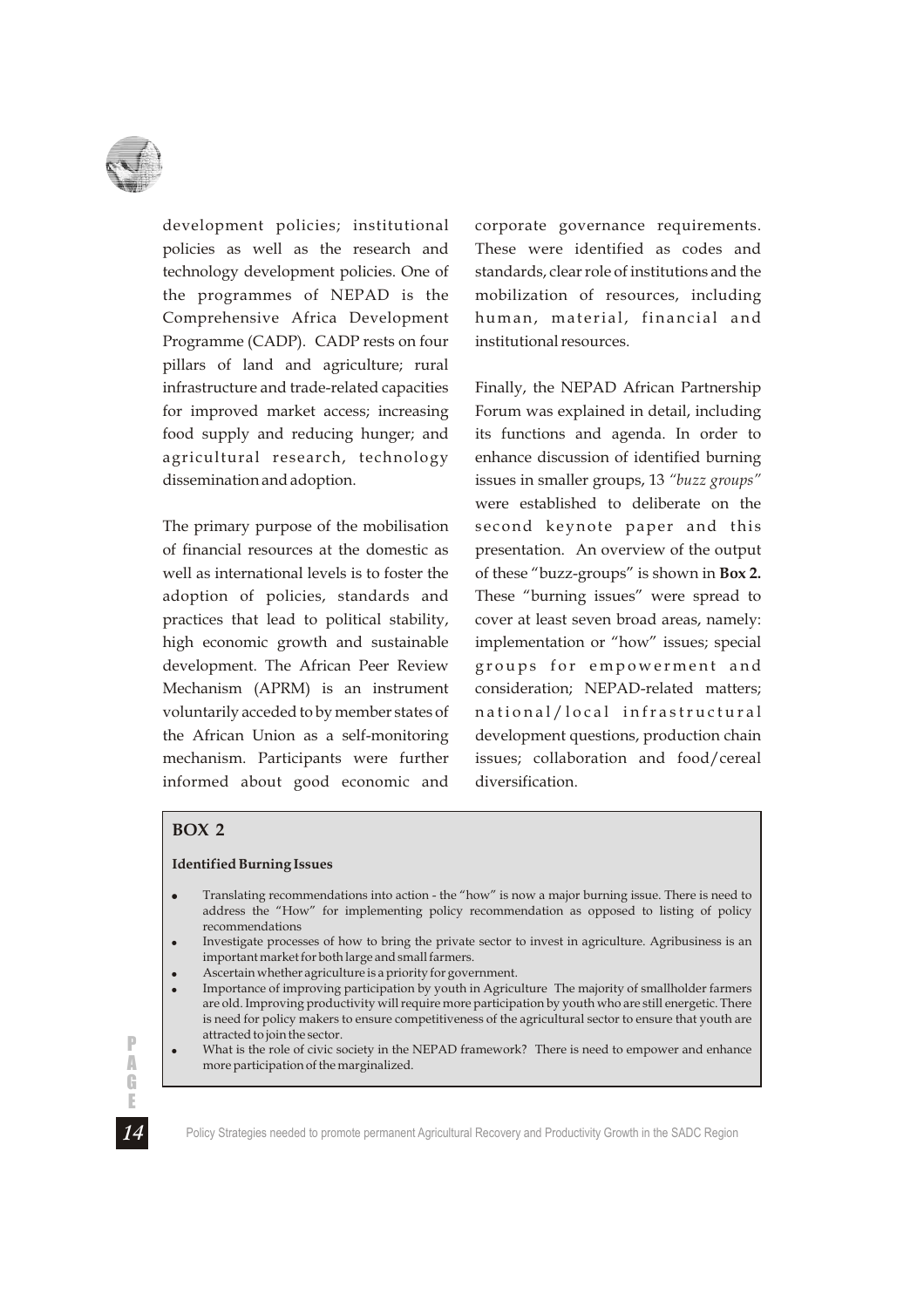development policies; institutional policies as well as the research and technology development policies. One of the programmes of NEPAD is the Comprehensive Africa Development Programme (CADP). CADP rests on four pillars of land and agriculture; rural infrastructure and trade-related capacities for improved market access; increasing food supply and reducing hunger; and agricultural research, technology dissemination and adoption.

The primary purpose of the mobilisation of financial resources at the domestic as well as international levels is to foster the adoption of policies, standards and practices that lead to political stability, high economic growth and sustainable development. The African Peer Review Mechanism (APRM) is an instrument voluntarily acceded to by member states of the African Union as a self-monitoring mechanism. Participants were further informed about good economic and corporate governance requirements. These were identified as codes and standards, clear role of institutions and the mobilization of resources, including human, material, financial and institutional resources.

Finally, the NEPAD African Partnership Forum was explained in detail, including its functions and agenda. In order to enhance discussion of identified burning issues in smaller groups, 13 *"buzz groups"* were established to deliberate on the second keynote paper and this presentation. An overview of the output of these "buzz-groups" is shown in **Box 2.** These "burning issues" were spread to cover at least seven broad areas, namely: implementation or "how" issues; special groups for empowerment and consideration; NEPAD-related matters; national/local infrastructural development questions, production chain issues; collaboration and food/cereal diversification.

**BOX 2**

**Identified Burning Issues**

- Translating recommendations into action - the "how" is now a major burning issue. There is need to address the "How" for implementing policy recommendation as opposed to listing of policy recommendations
- Investigate processes of how to bring the private sector to invest in agriculture. Agribusiness is an important market for both large and small farmers.
- Ascertain whether agriculture is a priority for government.
- Importance of improving participation by youth in Agriculture The majority of smallholder farmers are old. Improving productivity will require more participation by youth who are still energetic. There is need for policy makers to ensure competitiveness of the agricultural sector to ensure that youth are attracted to join the sector.
- What is the role of civic society in the NEPAD framework? There is need to empower and enhance more participation of the marginalized.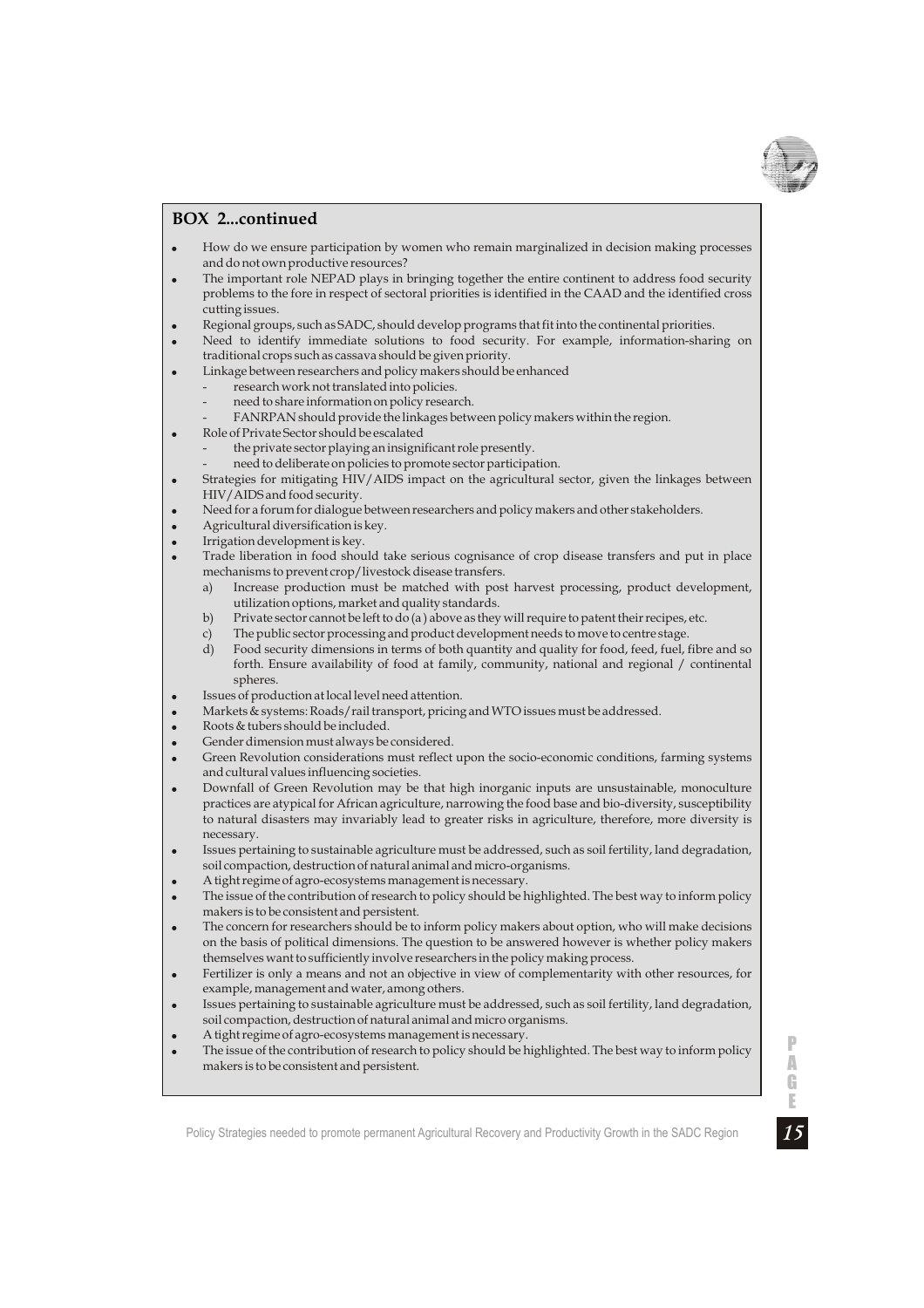## BOX 2...continued

- How do we ensure participation by women who remain marginalized in decision making processes and do not own productive resources?
- The important role NEPAD plays in bringing together the entire continent to address food security problems to the fore in respect of sectoral priorities is identified in the CAAD and the identified cross cutting issues.
- Regional groups, such as SADC, should develop programs that fit into the continental priorities.
- Need to identify immediate solutions to food security. For example, information-sharing on traditional crops such as cassava should be given priority.
- Linkage between researchers and policy makers should be enhanced
  - research work not translated into policies.
  - need to share information on policy research.
  - FANRPAN should provide the linkages between policy makers within the region.
- Role of Private Sector should be escalated
  - the private sector playing an insignificant role presently.
  - need to deliberate on policies to promote sector participation.
- Strategies for mitigating HIV/AIDS impact on the agricultural sector, given the linkages between HIV/AIDS and food security.
- Need for a forum for dialogue between researchers and policy makers and other stakeholders.
- Agricultural diversification is key.
- Irrigation development is key.
- Trade liberation in food should take serious cognisance of crop disease transfers and put in place mechanisms to prevent crop/livestock disease transfers.
  - a) Increase production must be matched with post harvest processing, product development, utilization options, market and quality standards.
  - b) Private sector cannot be left to do (a) above as they will require to patent their recipes, etc.
  - c) The public sector processing and product development needs to move to centre stage.
  - d) Food security dimensions in terms of both quantity and quality for food, feed, fuel, fibre and so forth. Ensure availability of food at family, community, national and regional / continental spheres.
- Issues of production at local level need attention.
- Markets & systems: Roads/rail transport, pricing and WTO issues must be addressed.
- Roots & tubers should be included.
- Gender dimension must always be considered.
- Green Revolution considerations must reflect upon the socio-economic conditions, farming systems and cultural values influencing societies.
- Downfall of Green Revolution may be that high inorganic inputs are unsustainable, monoculture practices are atypical for African agriculture, narrowing the food base and bio-diversity, susceptibility to natural disasters may invariably lead to greater risks in agriculture, therefore, more diversity is necessary.
- Issues pertaining to sustainable agriculture must be addressed, such as soil fertility, land degradation, soil compaction, destruction of natural animal and micro-organisms.
- A tight regime of agro-ecosystems management is necessary.
- The issue of the contribution of research to policy should be highlighted. The best way to inform policy makers is to be consistent and persistent.
- The concern for researchers should be to inform policy makers about option, who will make decisions on the basis of political dimensions. The question to be answered however is whether policy makers themselves want to sufficiently involve researchers in the policy making process.
- Fertilizer is only a means and not an objective in view of complementarity with other resources, for example, management and water, among others.
- Issues pertaining to sustainable agriculture must be addressed, such as soil fertility, land degradation, soil compaction, destruction of natural animal and micro organisms.
- A tight regime of agro-ecosystems management is necessary.
- The issue of the contribution of research to policy should be highlighted. The best way to inform policy makers is to be consistent and persistent.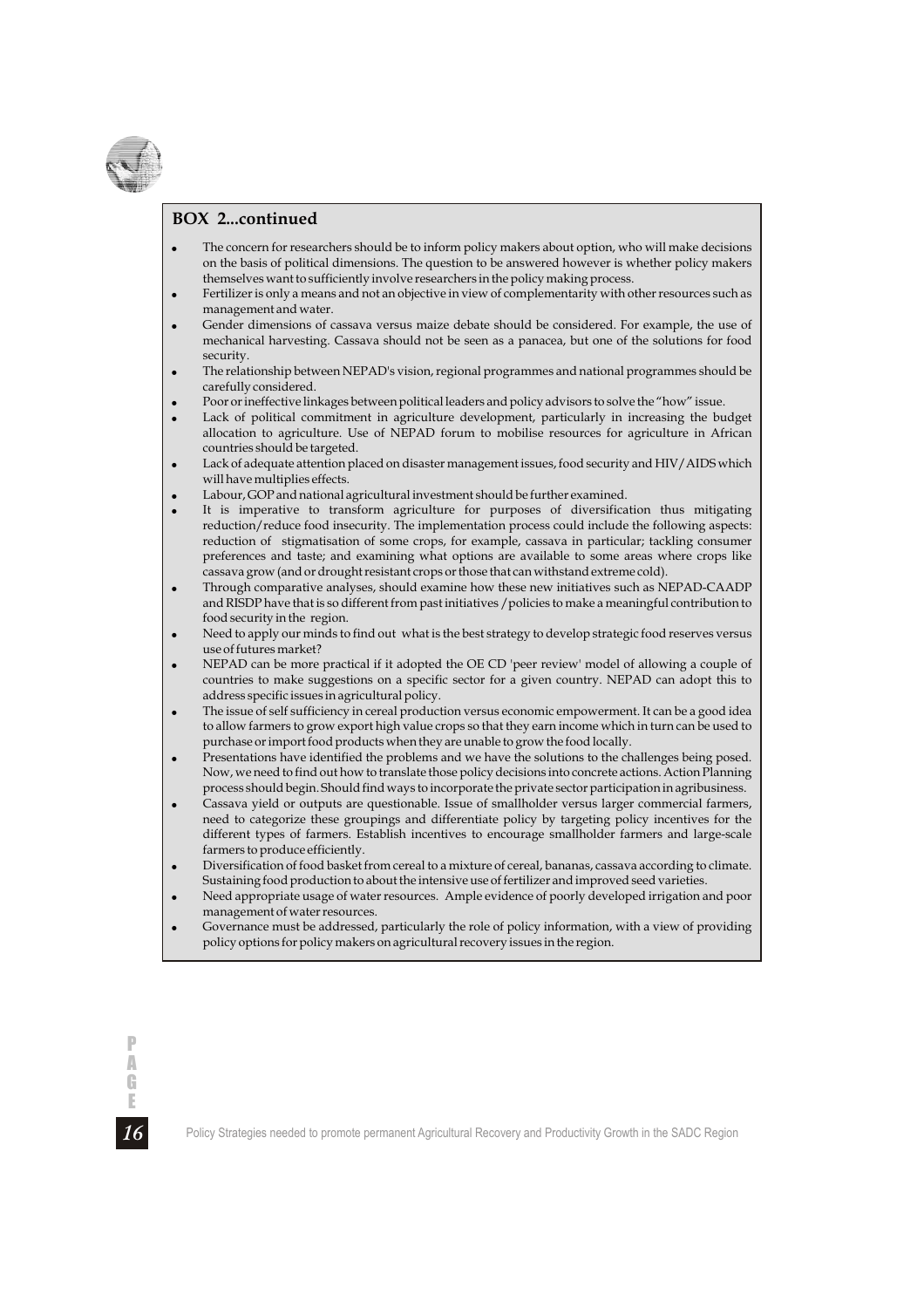**BOX 2...continued**

- The concern for researchers should be to inform policy makers about option, who will make decisions on the basis of political dimensions. The question to be answered however is whether policy makers themselves want to sufficiently involve researchers in the policy making process.
- Fertilizer is only a means and not an objective in view of complementarity with other resources such as management and water.
- Gender dimensions of cassava versus maize debate should be considered. For example, the use of mechanical harvesting. Cassava should not be seen as a panacea, but one of the solutions for food security.
- The relationship between NEPAD's vision, regional programmes and national programmes should be carefully considered.
- Poor or ineffective linkages between political leaders and policy advisors to solve the "how" issue.
- Lack of political commitment in agriculture development, particularly in increasing the budget allocation to agriculture. Use of NEPAD forum to mobilise resources for agriculture in African countries should be targeted.
- Lack of adequate attention placed on disaster management issues, food security and HIV/AIDS which will have multiplies effects.
- Labour, GOP and national agricultural investment should be further examined.
- It is imperative to transform agriculture for purposes of diversification thus mitigating reduction/reduce food insecurity. The implementation process could include the following aspects: reduction of stigmatisation of some crops, for example, cassava in particular; tackling consumer preferences and taste; and examining what options are available to some areas where crops like cassava grow (and or drought resistant crops or those that can withstand extreme cold).
- Through comparative analyses, should examine how these new initiatives such as NEPAD-CAADP and RISDP have that is so different from past initiatives /policies to make a meaningful contribution to food security in the region.
- Need to apply our minds to find out what is the best strategy to develop strategic food reserves versus use of futures market?
- NEPAD can be more practical if it adopted the OE CD 'peer review' model of allowing a couple of countries to make suggestions on a specific sector for a given country. NEPAD can adopt this to address specific issues in agricultural policy.
- The issue of self sufficiency in cereal production versus economic empowerment. It can be a good idea to allow farmers to grow export high value crops so that they earn income which in turn can be used to purchase or import food products when they are unable to grow the food locally.
- Presentations have identified the problems and we have the solutions to the challenges being posed. Now, we need to find out how to translate those policy decisions into concrete actions. Action Planning process should begin. Should find ways to incorporate the private sector participation in agribusiness.
- Cassava yield or outputs are questionable. Issue of smallholder versus larger commercial farmers, need to categorize these groupings and differentiate policy by targeting policy incentives for the different types of farmers. Establish incentives to encourage smallholder farmers and large-scale farmers to produce efficiently.
- Diversification of food basket from cereal to a mixture of cereal, bananas, cassava according to climate. Sustaining food production to about the intensive use of fertilizer and improved seed varieties.
- Need appropriate usage of water resources. Ample evidence of poorly developed irrigation and poor management of water resources.
- Governance must be addressed, particularly the role of policy information, with a view of providing policy options for policy makers on agricultural recovery issues in the region.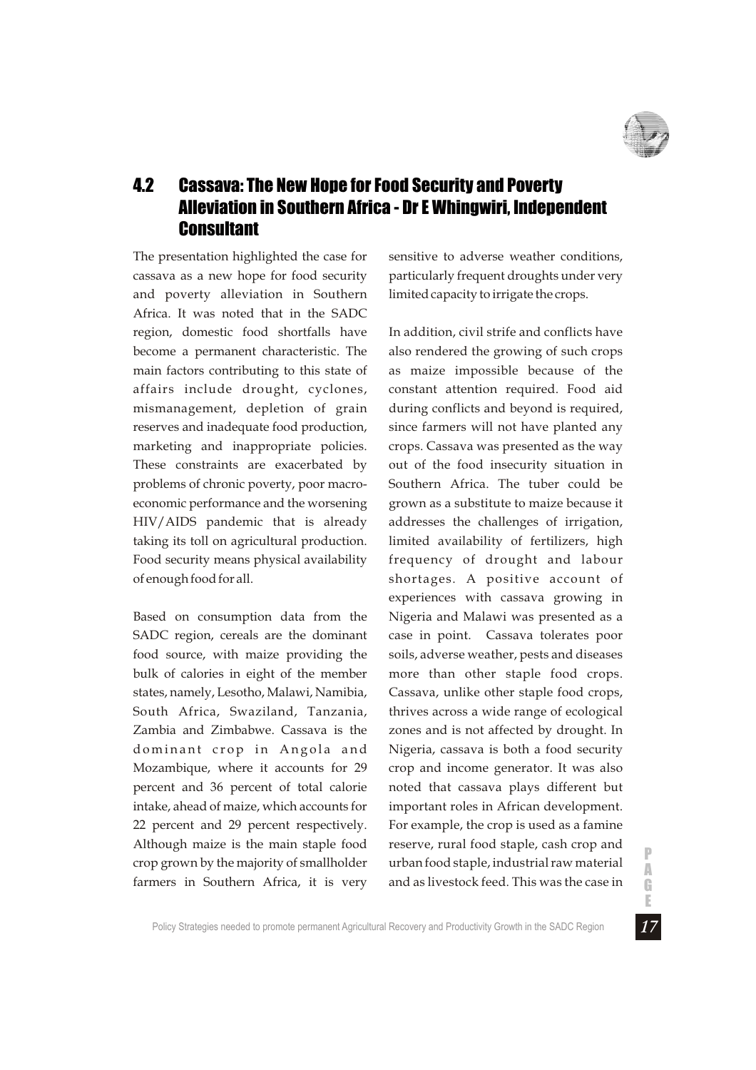## 4.2 Cassava: The New Hope for Food Security and Poverty Alleviation in Southern Africa - Dr E Whingwiri, Independent Consultant

The presentation highlighted the case for cassava as a new hope for food security and poverty alleviation in Southern Africa. It was noted that in the SADC region, domestic food shortfalls have become a permanent characteristic. The main factors contributing to this state of affairs include drought, cyclones, mismanagement, depletion of grain reserves and inadequate food production, marketing and inappropriate policies. These constraints are exacerbated by problems of chronic poverty, poor macro-economic performance and the worsening HIV/AIDS pandemic that is already taking its toll on agricultural production. Food security means physical availability of enough food for all.

Based on consumption data from the SADC region, cereals are the dominant food source, with maize providing the bulk of calories in eight of the member states, namely, Lesotho, Malawi, Namibia, South Africa, Swaziland, Tanzania, Zambia and Zimbabwe. Cassava is the dominant crop in Angola and Mozambique, where it accounts for 29 percent and 36 percent of total calorie intake, ahead of maize, which accounts for 22 percent and 29 percent respectively. Although maize is the main staple food crop grown by the majority of smallholder farmers in Southern Africa, it is very sensitive to adverse weather conditions, particularly frequent droughts under very limited capacity to irrigate the crops.

In addition, civil strife and conflicts have also rendered the growing of such crops as maize impossible because of the constant attention required. Food aid during conflicts and beyond is required, since farmers will not have planted any crops. Cassava was presented as the way out of the food insecurity situation in Southern Africa. The tuber could be grown as a substitute to maize because it addresses the challenges of irrigation, limited availability of fertilizers, high frequency of drought and labour shortages. A positive account of experiences with cassava growing in Nigeria and Malawi was presented as a case in point. Cassava tolerates poor soils, adverse weather, pests and diseases more than other staple food crops. Cassava, unlike other staple food crops, thrives across a wide range of ecological zones and is not affected by drought. In Nigeria, cassava is both a food security crop and income generator. It was also noted that cassava plays different but important roles in African development. For example, the crop is used as a famine reserve, rural food staple, cash crop and urban food staple, industrial raw material and as livestock feed. This was the case in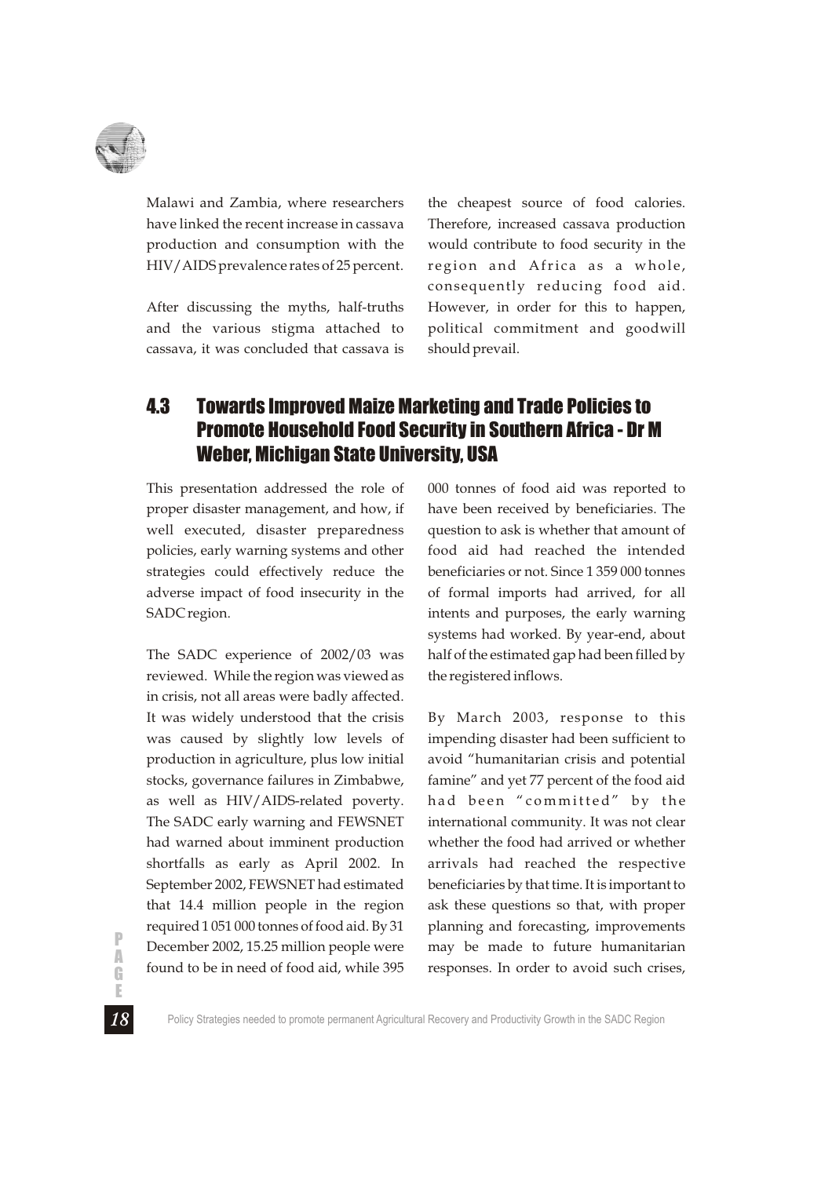Malawi and Zambia, where researchers have linked the recent increase in cassava production and consumption with the HIV/AIDS prevalence rates of 25 percent.

After discussing the myths, half-truths and the various stigma attached to cassava, it was concluded that cassava is the cheapest source of food calories. Therefore, increased cassava production would contribute to food security in the region and Africa as a whole, consequently reducing food aid. However, in order for this to happen, political commitment and goodwill should prevail.

## 4.3 Towards Improved Maize Marketing and Trade Policies to Promote Household Food Security in Southern Africa - Dr M Weber, Michigan State University, USA

This presentation addressed the role of proper disaster management, and how, if well executed, disaster preparedness policies, early warning systems and other strategies could effectively reduce the adverse impact of food insecurity in the SADC region.

The SADC experience of 2002/03 was reviewed. While the region was viewed as in crisis, not all areas were badly affected. It was widely understood that the crisis was caused by slightly low levels of production in agriculture, plus low initial stocks, governance failures in Zimbabwe, as well as HIV/AIDS-related poverty. The SADC early warning and FEWSNET had warned about imminent production shortfalls as early as April 2002. In September 2002, FEWSNET had estimated that 14.4 million people in the region required 1 051 000 tonnes of food aid. By 31 December 2002, 15.25 million people were found to be in need of food aid, while 395 000 tonnes of food aid was reported to have been received by beneficiaries. The question to ask is whether that amount of food aid had reached the intended beneficiaries or not. Since 1 359 000 tonnes of formal imports had arrived, for all intents and purposes, the early warning systems had worked. By year-end, about half of the estimated gap had been filled by the registered inflows.

By March 2003, response to this impending disaster had been sufficient to avoid "humanitarian crisis and potential famine" and yet 77 percent of the food aid had been "committed" by the international community. It was not clear whether the food had arrived or whether arrivals had reached the respective beneficiaries by that time. It is important to ask these questions so that, with proper planning and forecasting, improvements may be made to future humanitarian responses. In order to avoid such crises,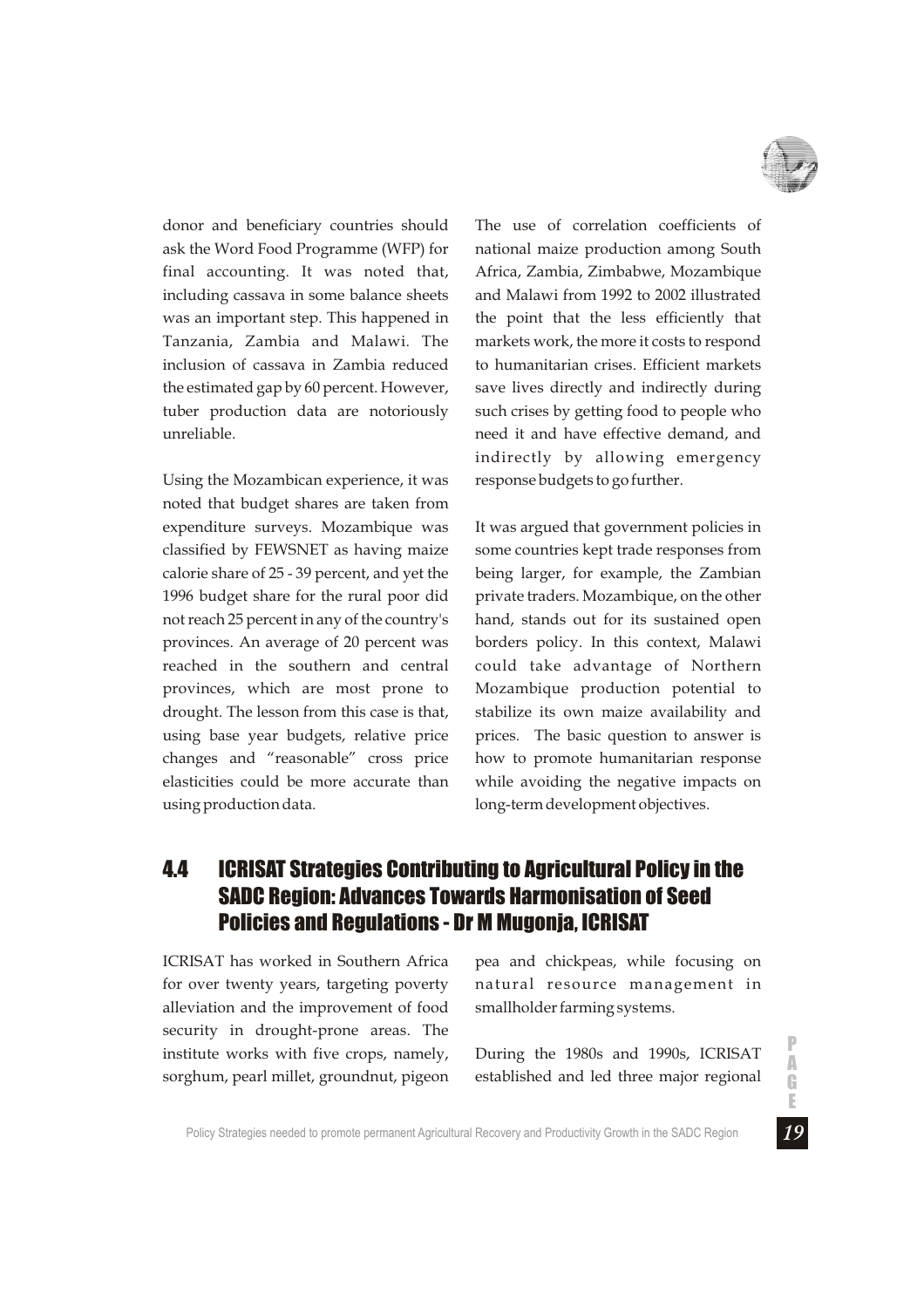donor and beneficiary countries should ask the Word Food Programme (WFP) for final accounting. It was noted that, including cassava in some balance sheets was an important step. This happened in Tanzania, Zambia and Malawi. The inclusion of cassava in Zambia reduced the estimated gap by 60 percent. However, tuber production data are notoriously unreliable.

Using the Mozambican experience, it was noted that budget shares are taken from expenditure surveys. Mozambique was classified by FEWSNET as having maize calorie share of 25 - 39 percent, and yet the 1996 budget share for the rural poor did not reach 25 percent in any of the country's provinces. An average of 20 percent was reached in the southern and central provinces, which are most prone to drought. The lesson from this case is that, using base year budgets, relative price changes and "reasonable" cross price elasticities could be more accurate than using production data.

The use of correlation coefficients of national maize production among South Africa, Zambia, Zimbabwe, Mozambique and Malawi from 1992 to 2002 illustrated the point that the less efficiently that markets work, the more it costs to respond to humanitarian crises. Efficient markets save lives directly and indirectly during such crises by getting food to people who need it and have effective demand, and indirectly by allowing emergency response budgets to go further.

It was argued that government policies in some countries kept trade responses from being larger, for example, the Zambian private traders. Mozambique, on the other hand, stands out for its sustained open borders policy. In this context, Malawi could take advantage of Northern Mozambique production potential to stabilize its own maize availability and prices. The basic question to answer is how to promote humanitarian response while avoiding the negative impacts on long-term development objectives.

## 4.4 ICRISAT Strategies Contributing to Agricultural Policy in the SADC Region: Advances Towards Harmonisation of Seed Policies and Regulations - Dr M Mugonja, ICRISAT

ICRISAT has worked in Southern Africa for over twenty years, targeting poverty alleviation and the improvement of food security in drought-prone areas. The institute works with five crops, namely, sorghum, pearl millet, groundnut, pigeon pea and chickpeas, while focusing on natural resource management in smallholder farming systems.

During the 1980s and 1990s, ICRISAT established and led three major regional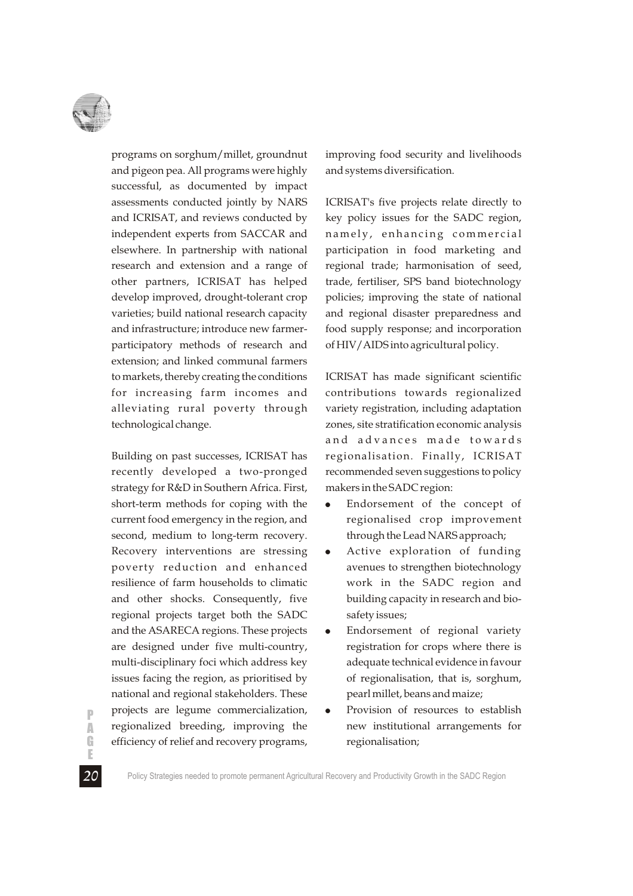programs on sorghum/millet, groundnut and pigeon pea. All programs were highly successful, as documented by impact assessments conducted jointly by NARS and ICRISAT, and reviews conducted by independent experts from SACCAR and elsewhere. In partnership with national research and extension and a range of other partners, ICRISAT has helped develop improved, drought-tolerant crop varieties; build national research capacity and infrastructure; introduce new farmer-participatory methods of research and extension; and linked communal farmers to markets, thereby creating the conditions for increasing farm incomes and alleviating rural poverty through technological change.

Building on past successes, ICRISAT has recently developed a two-pronged strategy for R&D in Southern Africa. First, short-term methods for coping with the current food emergency in the region, and second, medium to long-term recovery. Recovery interventions are stressing poverty reduction and enhanced resilience of farm households to climatic and other shocks. Consequently, five regional projects target both the SADC and the ASARECA regions. These projects are designed under five multi-country, multi-disciplinary foci which address key issues facing the region, as prioritised by national and regional stakeholders. These projects are legume commercialization, regionalized breeding, improving the efficiency of relief and recovery programs, improving food security and livelihoods and systems diversification.

ICRISAT's five projects relate directly to key policy issues for the SADC region, namely, enhancing commercial participation in food marketing and regional trade; harmonisation of seed, trade, fertiliser, SPS band biotechnology policies; improving the state of national and regional disaster preparedness and food supply response; and incorporation of HIV/AIDS into agricultural policy.

ICRISAT has made significant scientific contributions towards regionalized variety registration, including adaptation zones, site stratification economic analysis and advances made towards regionalisation. Finally, ICRISAT recommended seven suggestions to policy makers in the SADC region:

- Endorsement of the concept of regionalised crop improvement through the Lead NARS approach;
- Active exploration of funding avenues to strengthen biotechnology work in the SADC region and building capacity in research and bio-safety issues;
- Endorsement of regional variety registration for crops where there is adequate technical evidence in favour of regionalisation, that is, sorghum, pearl millet, beans and maize;
- Provision of resources to establish new institutional arrangements for regionalisation;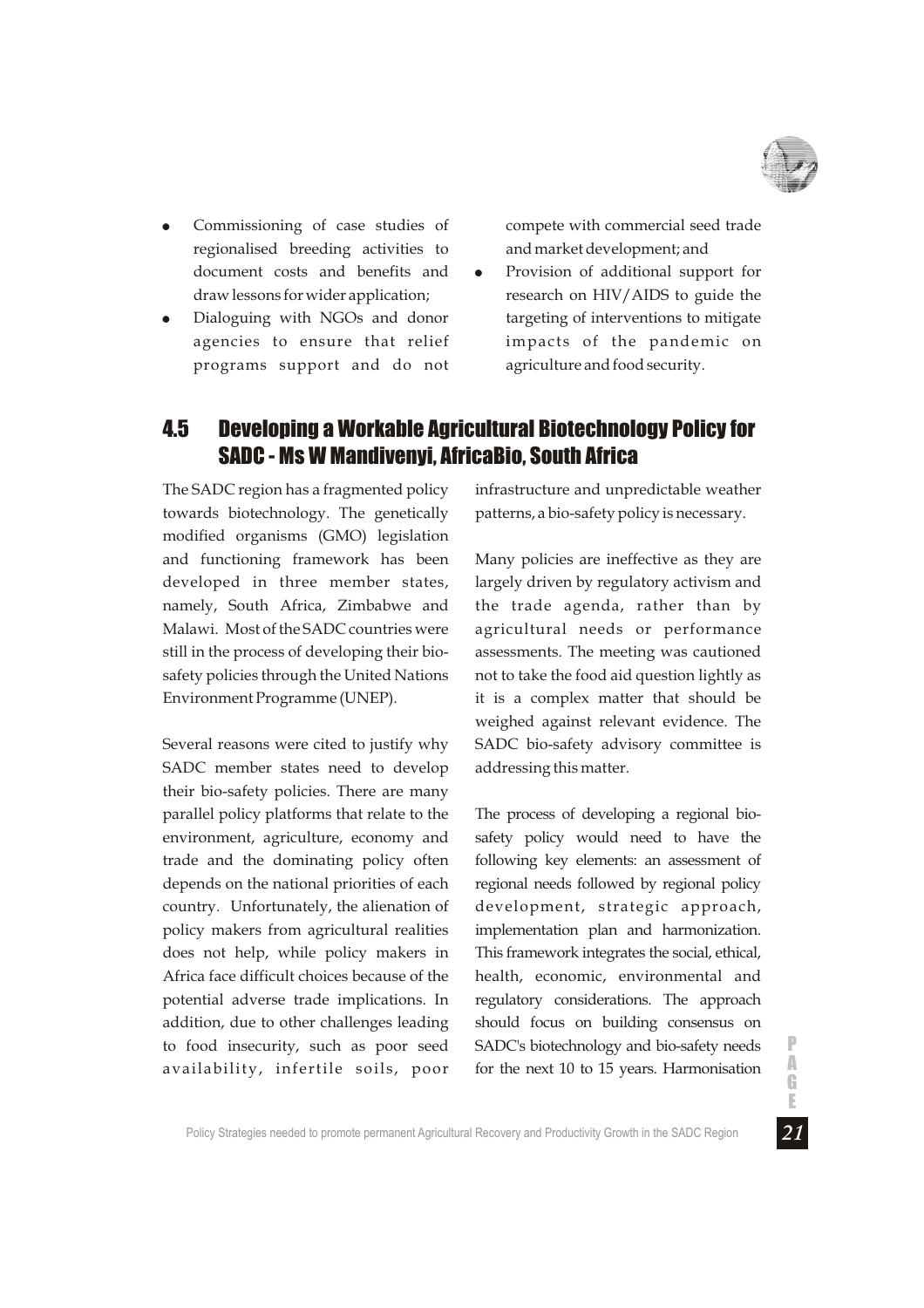- Commissioning of case studies of regionalised breeding activities to document costs and benefits and draw lessons for wider application;
- Dialoguing with NGOs and donor agencies to ensure that relief programs support and do not compete with commercial seed trade and market development; and
- Provision of additional support for research on HIV/AIDS to guide the targeting of interventions to mitigate impacts of the pandemic on agriculture and food security.

## 4.5 Developing a Workable Agricultural Biotechnology Policy for SADC - Ms W Mandivenyi, AfricaBio, South Africa

The SADC region has a fragmented policy towards biotechnology. The genetically modified organisms (GMO) legislation and functioning framework has been developed in three member states, namely, South Africa, Zimbabwe and Malawi. Most of the SADC countries were still in the process of developing their bio-safety policies through the United Nations Environment Programme (UNEP).

Several reasons were cited to justify why SADC member states need to develop their bio-safety policies. There are many parallel policy platforms that relate to the environment, agriculture, economy and trade and the dominating policy often depends on the national priorities of each country. Unfortunately, the alienation of policy makers from agricultural realities does not help, while policy makers in Africa face difficult choices because of the potential adverse trade implications. In addition, due to other challenges leading to food insecurity, such as poor seed availability, infertile soils, poor infrastructure and unpredictable weather patterns, a bio-safety policy is necessary.

Many policies are ineffective as they are largely driven by regulatory activism and the trade agenda, rather than by agricultural needs or performance assessments. The meeting was cautioned not to take the food aid question lightly as it is a complex matter that should be weighed against relevant evidence. The SADC bio-safety advisory committee is addressing this matter.

The process of developing a regional bio-safety policy would need to have the following key elements: an assessment of regional needs followed by regional policy development, strategic approach, implementation plan and harmonization. This framework integrates the social, ethical, health, economic, environmental and regulatory considerations. The approach should focus on building consensus on SADC's biotechnology and bio-safety needs for the next 10 to 15 years. Harmonisation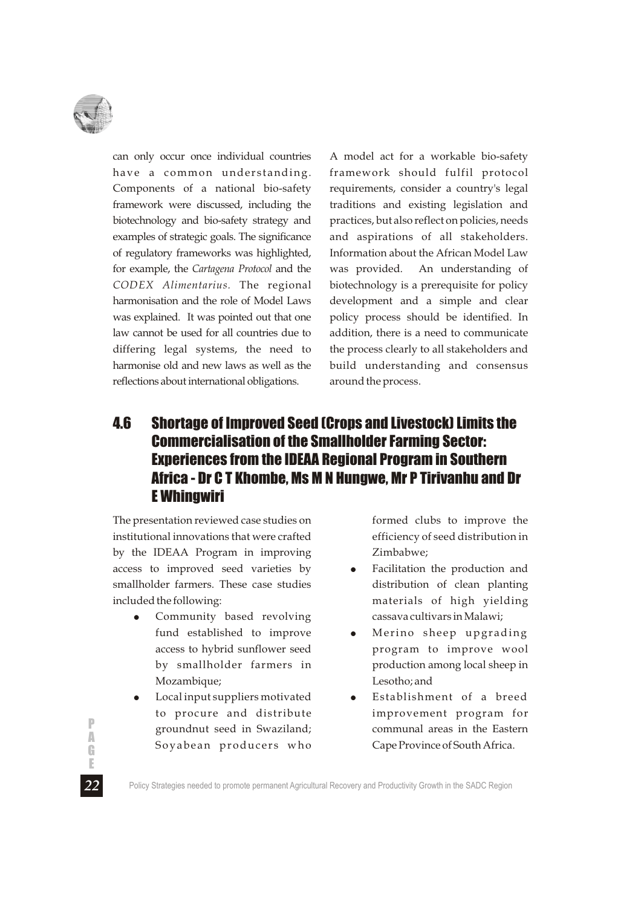can only occur once individual countries have a common understanding. Components of a national bio-safety framework were discussed, including the biotechnology and bio-safety strategy and examples of strategic goals. The significance of regulatory frameworks was highlighted, for example, the *Cartagena Protocol* and the *CODEX Alimentarius*. The regional harmonisation and the role of Model Laws was explained. It was pointed out that one law cannot be used for all countries due to differing legal systems, the need to harmonise old and new laws as well as the reflections about international obligations.

A model act for a workable bio-safety framework should fulfil protocol requirements, consider a country's legal traditions and existing legislation and practices, but also reflect on policies, needs and aspirations of all stakeholders. Information about the African Model Law was provided. An understanding of biotechnology is a prerequisite for policy development and a simple and clear policy process should be identified. In addition, there is a need to communicate the process clearly to all stakeholders and build understanding and consensus around the process.

## 4.6 Shortage of Improved Seed (Crops and Livestock) Limits the Commercialisation of the Smallholder Farming Sector: Experiences from the IDEAA Regional Program in Southern Africa - Dr C T Khombe, Ms M N Hungwe, Mr P Tirivanhu and Dr E Whingwiri

The presentation reviewed case studies on institutional innovations that were crafted by the IDEAA Program in improving access to improved seed varieties by smallholder farmers. These case studies included the following:

- Community based revolving fund established to improve access to hybrid sunflower seed by smallholder farmers in Mozambique;
- Local input suppliers motivated to procure and distribute groundnut seed in Swaziland; Soyabean producers who formed clubs to improve the efficiency of seed distribution in Zimbabwe;
- Facilitation the production and distribution of clean planting materials of high yielding cassava cultivars in Malawi;
- Merino sheep upgrading program to improve wool production among local sheep in Lesotho; and
- Establishment of a breed improvement program for communal areas in the Eastern Cape Province of South Africa.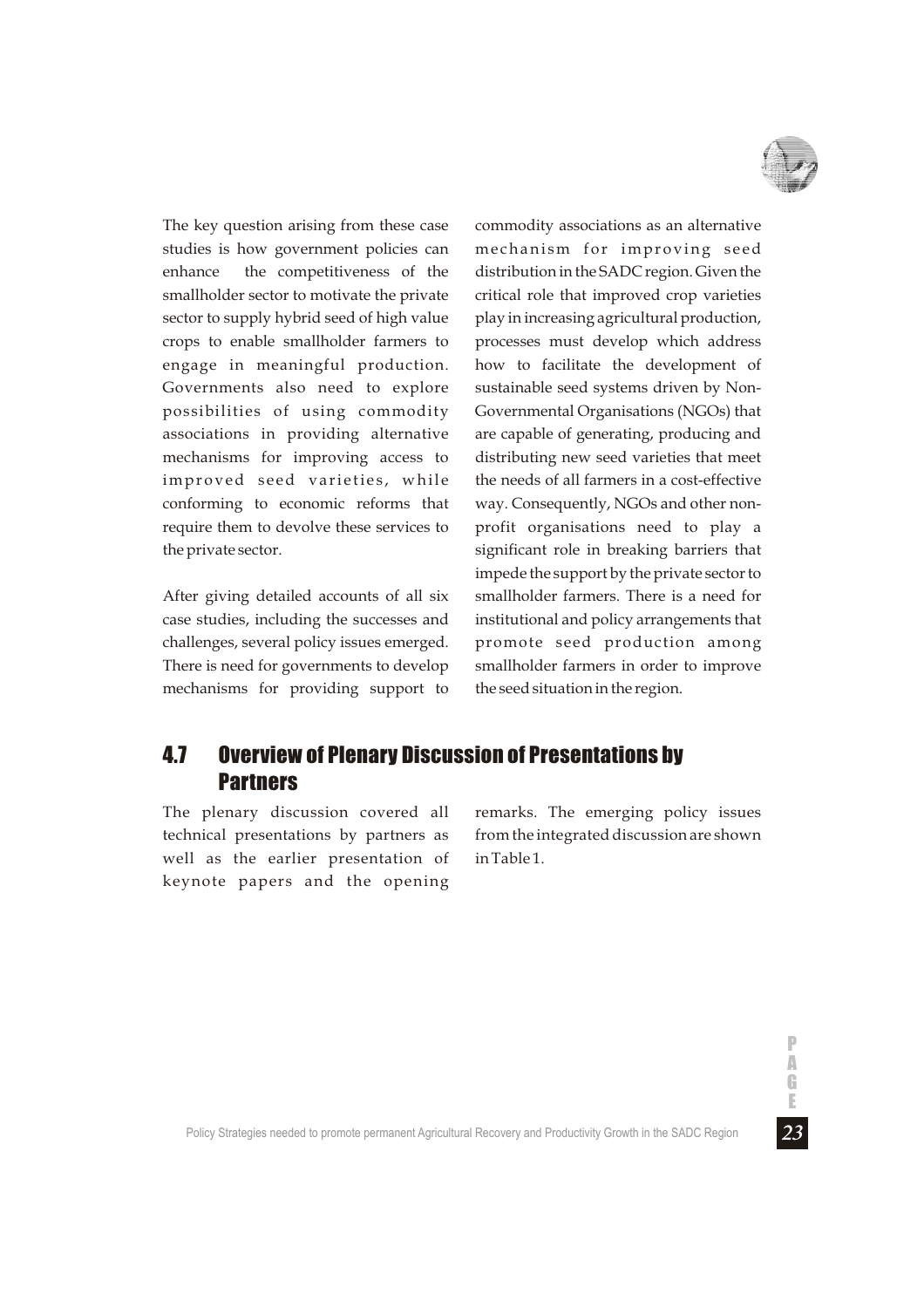The key question arising from these case studies is how government policies can enhance the competitiveness of the smallholder sector to motivate the private sector to supply hybrid seed of high value crops to enable smallholder farmers to engage in meaningful production. Governments also need to explore possibilities of using commodity associations in providing alternative mechanisms for improving access to improved seed varieties, while conforming to economic reforms that require them to devolve these services to the private sector.

After giving detailed accounts of all six case studies, including the successes and challenges, several policy issues emerged. There is need for governments to develop mechanisms for providing support to commodity associations as an alternative mechanism for improving seed distribution in the SADC region. Given the critical role that improved crop varieties play in increasing agricultural production, processes must develop which address how to facilitate the development of sustainable seed systems driven by Non-Governmental Organisations (NGOs) that are capable of generating, producing and distributing new seed varieties that meet the needs of all farmers in a cost-effective way. Consequently, NGOs and other non-profit organisations need to play a significant role in breaking barriers that impede the support by the private sector to smallholder farmers. There is a need for institutional and policy arrangements that promote seed production among smallholder farmers in order to improve the seed situation in the region.

## 4.7 Overview of Plenary Discussion of Presentations by Partners

The plenary discussion covered all technical presentations by partners as well as the earlier presentation of keynote papers and the opening remarks. The emerging policy issues from the integrated discussion are shown in Table 1.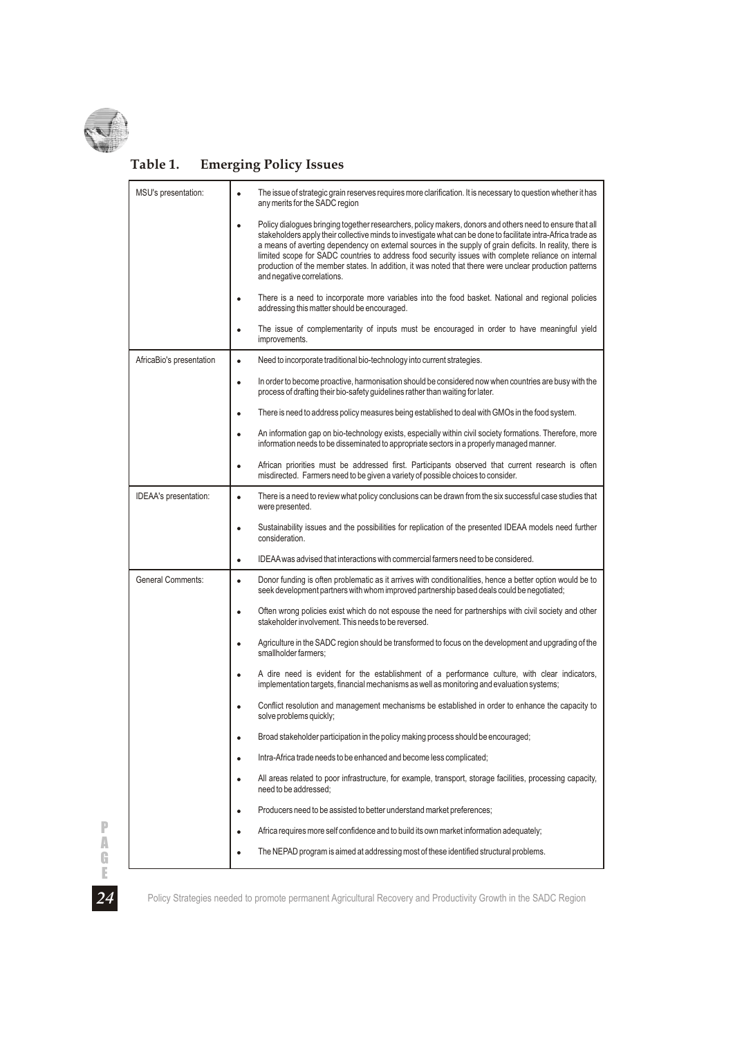## Table 1. Emerging Policy Issues

| | |
|---|---|
| MSU's presentation: | • The issue of strategic grain reserves requires more clarification. It is necessary to question whether it has any merits for the SADC region<br><br>• Policy dialogues bringing together researchers, policy makers, donors and others need to ensure that all stakeholders apply their collective minds to investigate what can be done to facilitate intra-Africa trade as a means of averting dependency on external sources in the supply of grain deficits. In reality, there is limited scope for SADC countries to address food security issues with complete reliance on internal production of the member states. In addition, it was noted that there were unclear production patterns and negative correlations.<br><br>• There is a need to incorporate more variables into the food basket. National and regional policies addressing this matter should be encouraged.<br><br>• The issue of complementarity of inputs must be encouraged in order to have meaningful yield improvements. |
| AfricaBio's presentation | • Need to incorporate traditional bio-technology into current strategies.<br><br>• In order to become proactive, harmonisation should be considered now when countries are busy with the process of drafting their bio-safety guidelines rather than waiting for later.<br><br>• There is need to address policy measures being established to deal with GMOs in the food system.<br><br>• An information gap on bio-technology exists, especially within civil society formations. Therefore, more information needs to be disseminated to appropriate sectors in a properly managed manner.<br><br>• African priorities must be addressed first. Participants observed that current research is often misdirected. Farmers need to be given a variety of possible choices to consider. |
| IDEAA's presentation: | • There is a need to review what policy conclusions can be drawn from the six successful case studies that were presented.<br><br>• Sustainability issues and the possibilities for replication of the presented IDEAA models need further consideration.<br><br>• IDEAA was advised that interactions with commercial farmers need to be considered. |
| General Comments: | • Donor funding is often problematic as it arrives with conditionalities, hence a better option would be to seek development partners with whom improved partnership based deals could be negotiated;<br><br>• Often wrong policies exist which do not espouse the need for partnerships with civil society and other stakeholder involvement. This needs to be reversed.<br><br>• Agriculture in the SADC region should be transformed to focus on the development and upgrading of the smallholder farmers;<br><br>• A dire need is evident for the establishment of a performance culture, with clear indicators, implementation targets, financial mechanisms as well as monitoring and evaluation systems;<br><br>• Conflict resolution and management mechanisms be established in order to enhance the capacity to solve problems quickly;<br><br>• Broad stakeholder participation in the policy making process should be encouraged;<br><br>• Intra-Africa trade needs to be enhanced and become less complicated;<br><br>• All areas related to poor infrastructure, for example, transport, storage facilities, processing capacity, need to be addressed;<br><br>• Producers need to be assisted to better understand market preferences;<br><br>• Africa requires more self confidence and to build its own market information adequately;<br><br>• The NEPAD program is aimed at addressing most of these identified structural problems. |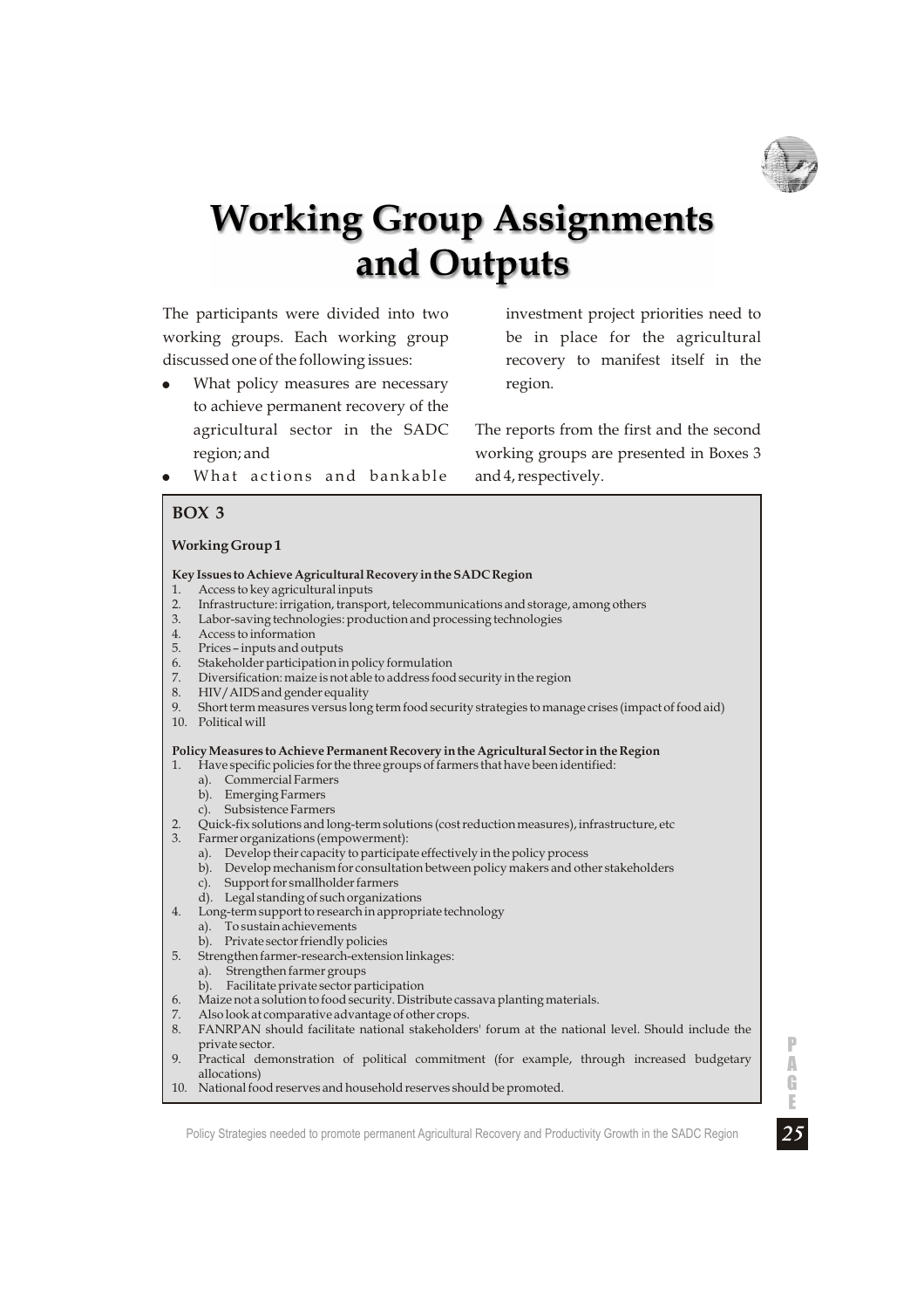# Working Group Assignments and Outputs

The participants were divided into two working groups. Each working group discussed one of the following issues:

- What policy measures are necessary to achieve permanent recovery of the agricultural sector in the SADC region; and
- What actions and bankable investment project priorities need to be in place for the agricultural recovery to manifest itself in the region.

The reports from the first and the second working groups are presented in Boxes 3 and 4, respectively.

## BOX 3

**Working Group 1**

**Key Issues to Achieve Agricultural Recovery in the SADC Region**

1. Access to key agricultural inputs
2. Infrastructure: irrigation, transport, telecommunications and storage, among others
3. Labor-saving technologies: production and processing technologies
4. Access to information
5. Prices – inputs and outputs
6. Stakeholder participation in policy formulation
7. Diversification: maize is not able to address food security in the region
8. HIV/AIDS and gender equality
9. Short term measures versus long term food security strategies to manage crises (impact of food aid)
10. Political will

**Policy Measures to Achieve Permanent Recovery in the Agricultural Sector in the Region**

1. Have specific policies for the three groups of farmers that have been identified:
   a). Commercial Farmers
   b). Emerging Farmers
   c). Subsistence Farmers
2. Quick-fix solutions and long-term solutions (cost reduction measures), infrastructure, etc
3. Farmer organizations (empowerment):
   a). Develop their capacity to participate effectively in the policy process
   b). Develop mechanism for consultation between policy makers and other stakeholders
   c). Support for smallholder farmers
   d). Legal standing of such organizations
4. Long-term support to research in appropriate technology
   a). To sustain achievements
   b). Private sector friendly policies
5. Strengthen farmer-research-extension linkages:
   a). Strengthen farmer groups
   b). Facilitate private sector participation
6. Maize not a solution to food security. Distribute cassava planting materials.
7. Also look at comparative advantage of other crops.
8. FANRPAN should facilitate national stakeholders' forum at the national level. Should include the private sector.
9. Practical demonstration of political commitment (for example, through increased budgetary allocations)
10. National food reserves and household reserves should be promoted.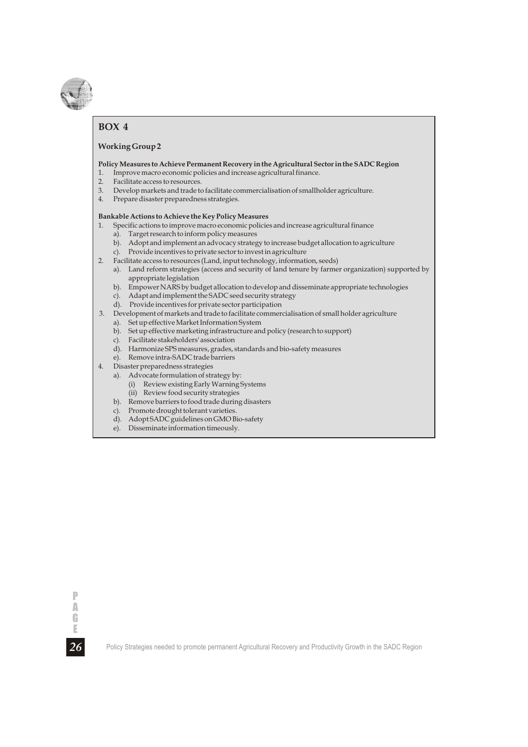## BOX 4

### Working Group 2

**Policy Measures to Achieve Permanent Recovery in the Agricultural Sector in the SADC Region**

1. Improve macro economic policies and increase agricultural finance.
2. Facilitate access to resources.
3. Develop markets and trade to facilitate commercialisation of smallholder agriculture.
4. Prepare disaster preparedness strategies.

**Bankable Actions to Achieve the Key Policy Measures**

1. Specific actions to improve macro economic policies and increase agricultural finance
   - a). Target research to inform policy measures
   - b). Adopt and implement an advocacy strategy to increase budget allocation to agriculture
   - c). Provide incentives to private sector to invest in agriculture
2. Facilitate access to resources (Land, input technology, information, seeds)
   - a). Land reform strategies (access and security of land tenure by farmer organization) supported by appropriate legislation
   - b). Empower NARS by budget allocation to develop and disseminate appropriate technologies
   - c). Adapt and implement the SADC seed security strategy
   - d). Provide incentives for private sector participation
3. Development of markets and trade to facilitate commercialisation of small holder agriculture
   - a). Set up effective Market Information System
   - b). Set up effective marketing infrastructure and policy (research to support)
   - c). Facilitate stakeholders' association
   - d). Harmonize SPS measures, grades, standards and bio-safety measures
   - e). Remove intra-SADC trade barriers
4. Disaster preparedness strategies
   - a). Advocate formulation of strategy by:
     - (i) Review existing Early Warning Systems
     - (ii) Review food security strategies
   - b). Remove barriers to food trade during disasters
   - c). Promote drought tolerant varieties.
   - d). Adopt SADC guidelines on GMO Bio-safety
   - e). Disseminate information timeously.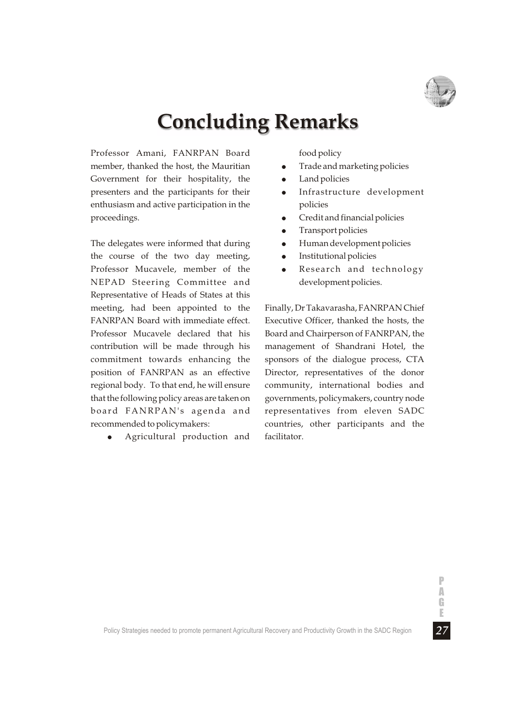# Concluding Remarks

Professor Amani, FANRPAN Board member, thanked the host, the Mauritian Government for their hospitality, the presenters and the participants for their enthusiasm and active participation in the proceedings.

The delegates were informed that during the course of the two day meeting, Professor Mucavele, member of the NEPAD Steering Committee and Representative of Heads of States at this meeting, had been appointed to the FANRPAN Board with immediate effect. Professor Mucavele declared that his contribution will be made through his commitment towards enhancing the position of FANRPAN as an effective regional body. To that end, he will ensure that the following policy areas are taken on board FANRPAN's agenda and recommended to policymakers:

- Agricultural production and food policy
- Trade and marketing policies
- Land policies
- Infrastructure development policies
- Credit and financial policies
- Transport policies
- Human development policies
- Institutional policies
- Research and technology development policies.

Finally, Dr Takavarasha, FANRPAN Chief Executive Officer, thanked the hosts, the Board and Chairperson of FANRPAN, the management of Shandrani Hotel, the sponsors of the dialogue process, CTA Director, representatives of the donor community, international bodies and governments, policymakers, country node representatives from eleven SADC countries, other participants and the facilitator.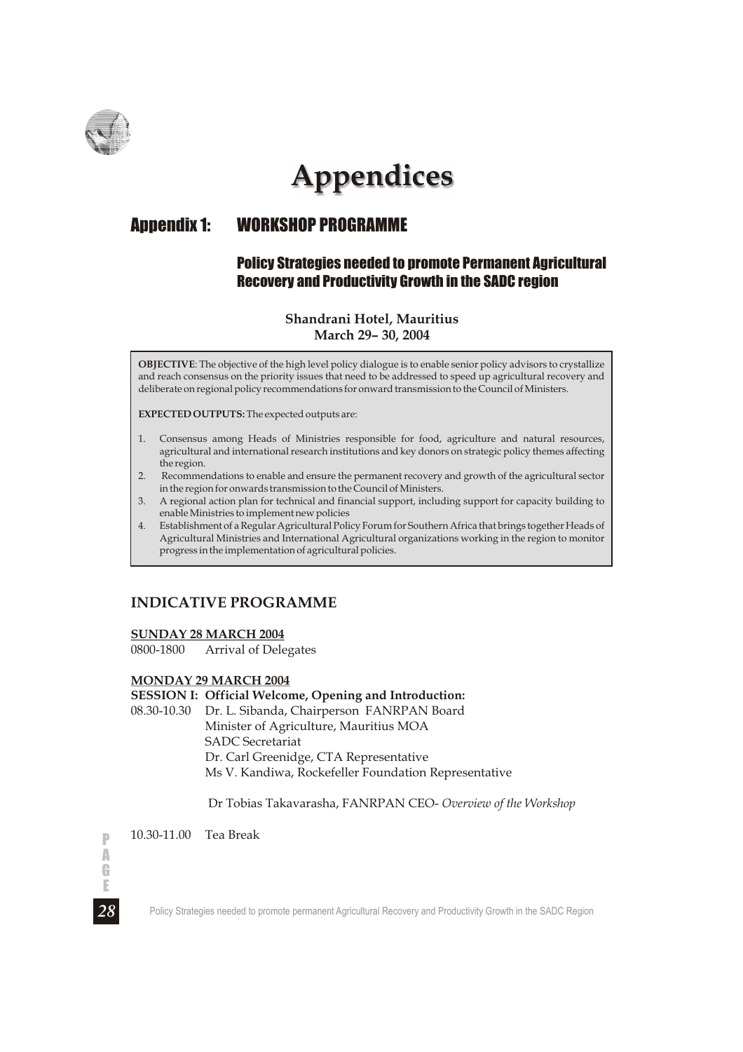# Appendices

## Appendix 1: WORKSHOP PROGRAMME

### Policy Strategies needed to promote Permanent Agricultural Recovery and Productivity Growth in the SADC region

**Shandrani Hotel, Mauritius**
**March 29– 30, 2004**

**OBJECTIVE**: The objective of the high level policy dialogue is to enable senior policy advisors to crystallize and reach consensus on the priority issues that need to be addressed to speed up agricultural recovery and deliberate on regional policy recommendations for onward transmission to the Council of Ministers.

**EXPECTED OUTPUTS:** The expected outputs are:

1. Consensus among Heads of Ministries responsible for food, agriculture and natural resources, agricultural and international research institutions and key donors on strategic policy themes affecting the region.
2. Recommendations to enable and ensure the permanent recovery and growth of the agricultural sector in the region for onwards transmission to the Council of Ministers.
3. A regional action plan for technical and financial support, including support for capacity building to enable Ministries to implement new policies
4. Establishment of a Regular Agricultural Policy Forum for Southern Africa that brings together Heads of Agricultural Ministries and International Agricultural organizations working in the region to monitor progress in the implementation of agricultural policies.

### INDICATIVE PROGRAMME

**SUNDAY 28 MARCH 2004**

0800-1800 Arrival of Delegates

**MONDAY 29 MARCH 2004**

**SESSION I: Official Welcome, Opening and Introduction:**

08.30-10.30 Dr. L. Sibanda, Chairperson FANRPAN Board
Minister of Agriculture, Mauritius MOA
SADC Secretariat
Dr. Carl Greenidge, CTA Representative
Ms V. Kandiwa, Rockefeller Foundation Representative

Dr Tobias Takavarasha, FANRPAN CEO- *Overview of the Workshop*

10.30-11.00 Tea Break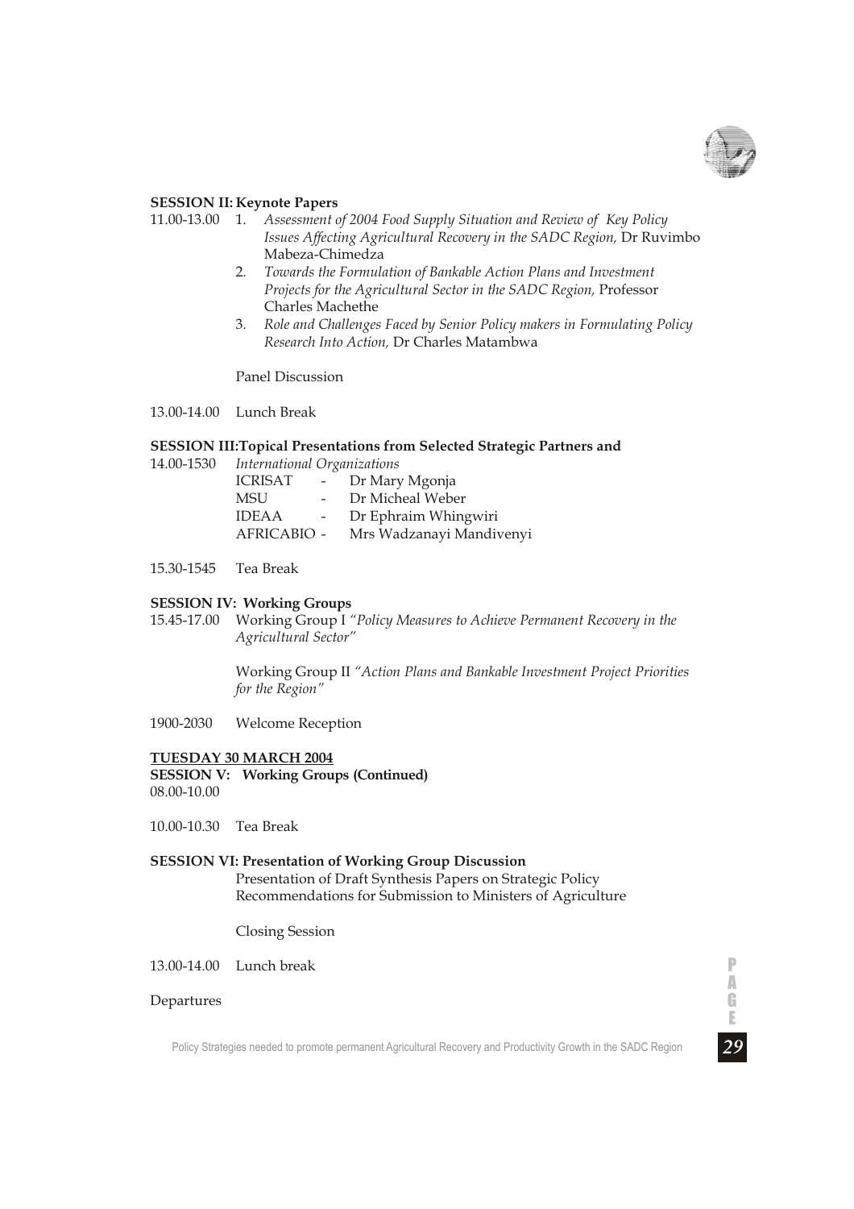**SESSION II: Keynote Papers**

11.00-13.00

1. *Assessment of 2004 Food Supply Situation and Review of Key Policy Issues Affecting Agricultural Recovery in the SADC Region,* Dr Ruvimbo Mabeza-Chimedza
2. *Towards the Formulation of Bankable Action Plans and Investment Projects for the Agricultural Sector in the SADC Region,* Professor Charles Machethe
3. *Role and Challenges Faced by Senior Policy makers in Formulating Policy Research Into Action,* Dr Charles Matambwa

Panel Discussion

13.00-14.00 Lunch Break

**SESSION III: Topical Presentations from Selected Strategic Partners and** *International Organizations*

14.00-1530

ICRISAT - Dr Mary Mgonja
MSU - Dr Micheal Weber
IDEAA - Dr Ephraim Whingwiri
AFRICABIO - Mrs Wadzanayi Mandivenyi

15.30-1545 Tea Break

**SESSION IV: Working Groups**

15.45-17.00 Working Group I *"Policy Measures to Achieve Permanent Recovery in the Agricultural Sector"*

Working Group II *"Action Plans and Bankable Investment Project Priorities for the Region"*

1900-2030 Welcome Reception

**TUESDAY 30 MARCH 2004**

**SESSION V: Working Groups (Continued)**

08.00-10.00

10.00-10.30 Tea Break

**SESSION VI: Presentation of Working Group Discussion**

Presentation of Draft Synthesis Papers on Strategic Policy Recommendations for Submission to Ministers of Agriculture

Closing Session

13.00-14.00 Lunch break

Departures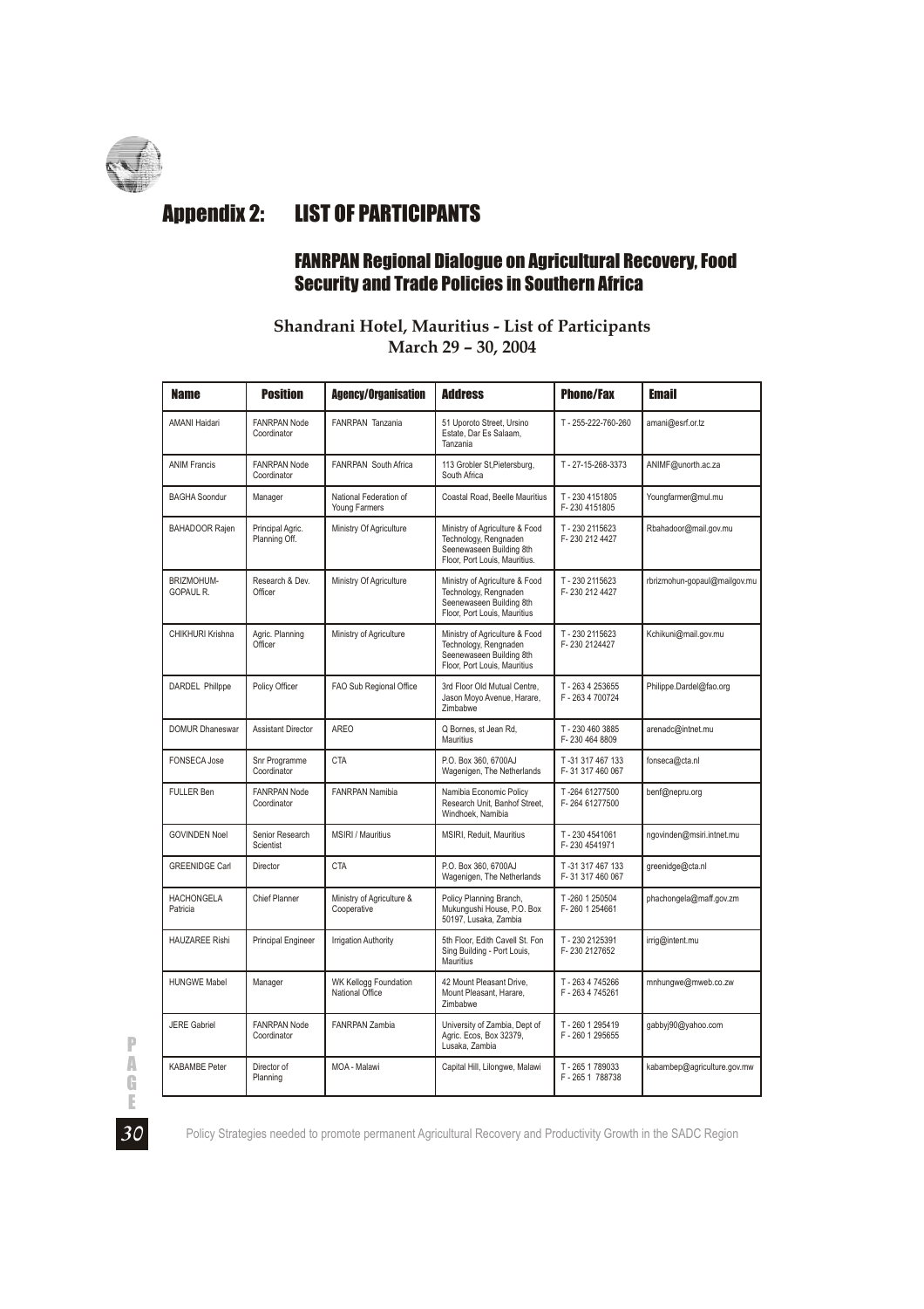# Appendix 2: LIST OF PARTICIPANTS

## FANRPAN Regional Dialogue on Agricultural Recovery, Food Security and Trade Policies in Southern Africa

### Shandrani Hotel, Mauritius - List of Participants
### March 29 – 30, 2004

| Name | Position | Agency/Organisation | Address | Phone/Fax | Email |
|---|---|---|---|---|---|
| AMANI Haidari | FANRPAN Node Coordinator | FANRPAN Tanzania | 51 Uporoto Street, Ursino Estate, Dar Es Salaam, Tanzania | T - 255-222-760-260 | amani@esrf.or.tz |
| ANIM Francis | FANRPAN Node Coordinator | FANRPAN South Africa | 113 Grobler St,Pietersburg, South Africa | T - 27-15-268-3373 | ANIMF@unorth.ac.za |
| BAGHA Soondur | Manager | National Federation of Young Farmers | Coastal Road, Beelle Mauritius | T - 230 4151805<br>F- 230 4151805 | Youngfarmer@mul.mu |
| BAHADOOR Rajen | Principal Agric. Planning Off. | Ministry Of Agriculture | Ministry of Agriculture & Food Technology, Rengnaden Seenewaseen Building 8th Floor, Port Louis, Mauritius. | T - 230 2115623<br>F- 230 212 4427 | Rbahadoor@mail.gov.mu |
| BRIZMOHUM-GOPAUL R. | Research & Dev. Officer | Ministry Of Agriculture | Ministry of Agriculture & Food Technology, Rengnaden Seenewaseen Building 8th Floor, Port Louis, Mauritius | T - 230 2115623<br>F- 230 212 4427 | rbrizmohun-gopaul@mailgov.mu |
| CHIKHURI Krishna | Agric. Planning Officer | Ministry of Agriculture | Ministry of Agriculture & Food Technology, Rengnaden Seenewaseen Building 8th Floor, Port Louis, Mauritius | T - 230 2115623<br>F- 230 2124427 | Kchikuni@mail.gov.mu |
| DARDEL Phillppe | Policy Officer | FAO Sub Regional Office | 3rd Floor Old Mutual Centre, Jason Moyo Avenue, Harare, Zimbabwe | T - 263 4 253655<br>F - 263 4 700724 | Philippe.Dardel@fao.org |
| DOMUR Dhaneswar | Assistant Director | AREO | Q Bornes, st Jean Rd, Mauritius | T - 230 460 3885<br>F- 230 464 8809 | arenadc@intnet.mu |
| FONSECA Jose | Snr Programme Coordinator | CTA | P.O. Box 360, 6700AJ Wagenigen, The Netherlands | T -31 317 467 133<br>F- 31 317 460 067 | fonseca@cta.nl |
| FULLER Ben | FANRPAN Node Coordinator | FANRPAN Namibia | Namibia Economic Policy Research Unit, Banhof Street, Windhoek, Namibia | T -264 61277500<br>F- 264 61277500 | benf@nepru.org |
| GOVINDEN Noel | Senior Research Scientist | MSIRI / Mauritius | MSIRI, Reduit, Mauritius | T - 230 4541061<br>F- 230 4541971 | ngovinden@msiri.intnet.mu |
| GREENIDGE Carl | Director | CTA | P.O. Box 360, 6700AJ Wagenigen, The Netherlands | T -31 317 467 133<br>F- 31 317 460 067 | greenidge@cta.nl |
| HACHONGELA Patricia | Chief Planner | Ministry of Agriculture & Cooperative | Policy Planning Branch, Mukungushi House, P.O. Box 50197, Lusaka, Zambia | T -260 1 250504<br>F- 260 1 254661 | phachongela@maff.gov.zm |
| HAUZAREE Rishi | Principal Engineer | Irrigation Authority | 5th Floor, Edith Cavell St. Fon Sing Building - Port Louis, Mauritius | T - 230 2125391<br>F- 230 2127652 | irrig@intent.mu |
| HUNGWE Mabel | Manager | WK Kellogg Foundation National Office | 42 Mount Pleasant Drive, Mount Pleasant, Harare, Zimbabwe | T - 263 4 745266<br>F - 263 4 745261 | mnhungwe@mweb.co.zw |
| JERE Gabriel | FANRPAN Node Coordinator | FANRPAN Zambia | University of Zambia, Dept of Agric. Ecos, Box 32379, Lusaka, Zambia | T - 260 1 295419<br>F - 260 1 295655 | gabbyj90@yahoo.com |
| KABAMBE Peter | Director of Planning | MOA - Malawi | Capital Hill, Lilongwe, Malawi | T - 265 1 789033<br>F - 265 1 788738 | kabambep@agriculture.gov.mw |

Policy Strategies needed to promote permanent Agricultural Recovery and Productivity Growth in the SADC Region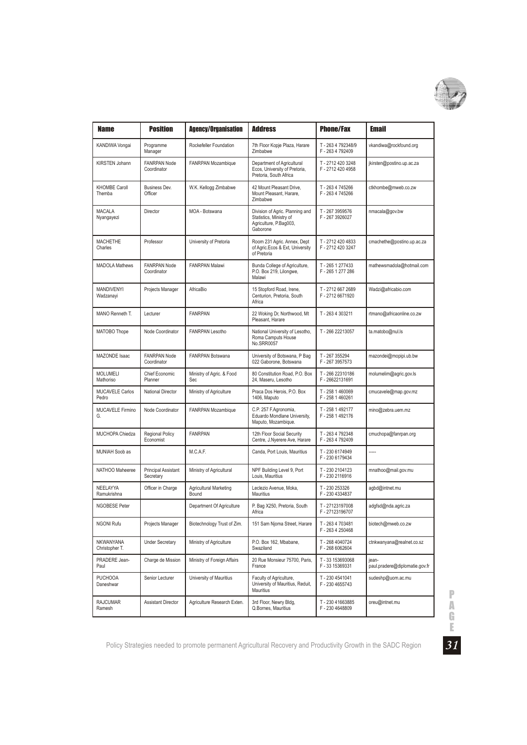| Name | Position | Agency/Organisation | Address | Phone/Fax | Email |
|---|---|---|---|---|---|
| KANDIWA Vongai | Programme Manager | Rockefeller Foundation | 7th Floor Kopje Plaza, Harare Zimbabwe | T - 263 4 792348/9 F - 263 4 792409 | vkandiwa@rockfound.org |
| KIRSTEN Johann | FANRPAN Node Coordinator | FANRPAN Mozambique | Department of Agricultural Ecos, University of Pretoria, Pretoria, South Africa | T - 2712 420 3248 F - 2712 420 4958 | jkirsten@postino.up.ac.za |
| KHOMBE Caroll Themba | Business Dev. Officer | W.K. Kellogg Zimbabwe | 42 Mount Pleasant Drive, Mount Pleasant, Harare, Zimbabwe | T - 263 4 745266 F - 263 4 745266 | ctkhombe@mweb.co.zw |
| MACALA Nyangayezi | Director | MOA - Botswana | Division of Agric. Planning and Statistics, Ministry of Agriculture, P.Bag003, Gaborone | T - 267 3959576 F - 267 3926027 | nmacala@gov.bw |
| MACHETHE Charles | Professor | University of Pretoria | Room 231 Agric. Annex, Dept of Agric.Ecos & Ext, University of Pretoria | T - 2712 420 4833 F - 2712 420 3247 | cmachethe@postino.up.ac.za |
| MADOLA Mathews | FANRPAN Node Coordinator | FANRPAN Malawi | Bunda College of Agriculture, P.O. Box 219, Lilongwe, Malawi | T - 265 1 277433 F - 265 1 277 286 | mathewsmadola@hotmail.com |
| MANDIVENYI Wadzanayi | Projects Manager | AfricaBio | 15 Stopford Road, Irene, Centurion, Pretoria, South Africa | T - 2712 667 2689 F - 2712 6671920 | Wadzi@africabio.com |
| MANO Renneth T. | Lecturer | FANRPAN | 22 Woking Dr, Northwood, Mt Pleasant, Harare | T - 263 4 303211 | rtmano@africaonline.co.zw |
| MATOBO Thope | Node Coordinator | FANRPAN Lesotho | National University of Lesotho, Roma Camputs House No.SRR0057 | T - 266 22213057 | ta.matobo@nul.ls |
| MAZONDE Isaac | FANRPAN Node Coordinator | FANRPAN Botswana | University of Botswana, P Bag 022 Gaborone, Botswana | T - 267 355294 F - 267 3957573 | mazondei@mopipi.ub.bw |
| MOLUMELI Mathoriso | Chief Economic Planner | Ministry of Agric. & Food Sec | 80 Constitution Road, P.O. Box 24, Maseru, Lesotho | T - 266 22310186 F - 26622131691 | molumelim@agric.gov.ls |
| MUCAVELE Carlos Pedro | National Director | Ministry of Agriculture | Praca Dos Herois, P.O. Box 1406, Maputo | T - 258 1 460069 F - 258 1 460261 | cmucavele@map.gov.mz |
| MUCAVELE Firmino G. | Node Coordinator | FANRPAN Mozambique | C.P. 257 F.Agronomia, Eduardo Mondlane University, Maputo, Mozambique. | T - 258 1 492177 F - 258 1 492176 | mino@zebra.uem.mz |
| MUCHOPA Chiedza | Regional Policy Economist | FANRPAN | 12th Floor Social Security Centre, J.Nyerere Ave, Harare | T - 263 4 792348 F - 263 4 792409 | cmuchopa@fanrpan.org |
| MUNIAH Soob as | | M.C.A.F. | Canda, Port Louis, Mauritius | T - 230 6174949 F - 230 6179434 | ----- |
| NATHOO Maheeree | Principal Assistant Secretary | Ministry of Agricultural | NPF Building Level 9, Port Louis, Mauritius | T - 230 2104123 F - 230 2116916 | mnathoo@mail.gov.mu |
| NEELAYYA Ramukrishna | Officer in Charge | Agricultural Marketing Bound | Leclezio Avenue, Moka, Mauritius | T - 230 253326 F - 230 4334837 | agbd@intnet.mu |
| NGOBESE Peter | | Department Of Agriculture | P. Bag X250, Pretoria, South Africa | T - 27123197008 F - 27123196707 | adgfsd@nda.agric.za |
| NGONI Rufu | Projects Manager | Biotechnology Trust of Zim. | 151 Sam Njoma Street, Harare | T - 263 4 703481 F - 263 4 250468 | biotech@mweb.co.zw |
| NKWANYANA Christopher T. | Under Secretary | Ministry of Agriculture | P.O. Box 162, Mbabane, Swaziland | T - 268 4040724 F - 268 6062604 | ctnkwanyana@realnet.co.sz |
| PRADERE Jean-Paul | Charge de Mission | Ministry of Foreign Affairs | 20 Rue Monsieur 75700, Paris, France | T - 33 153693068 F - 33 15369331 | jean-paul.pradere@diplomatie.gov.fr |
| PUCHOOA Daneshwar | Senior Lecturer | University of Mauritius | Faculty of Agriculture, University of Mauritius, Reduit, Mauritius | T - 230 4541041 F - 230 4655743 | sudeshp@uom.ac.mu |
| RAJCUMAR Ramesh | Assistant Director | Agriculture Research Exten. | 3rd Floor, Newry Bldg, Q.Bornes, Mauritius | T - 230 41663885 F - 230 4648809 | oreu@intnet.mu |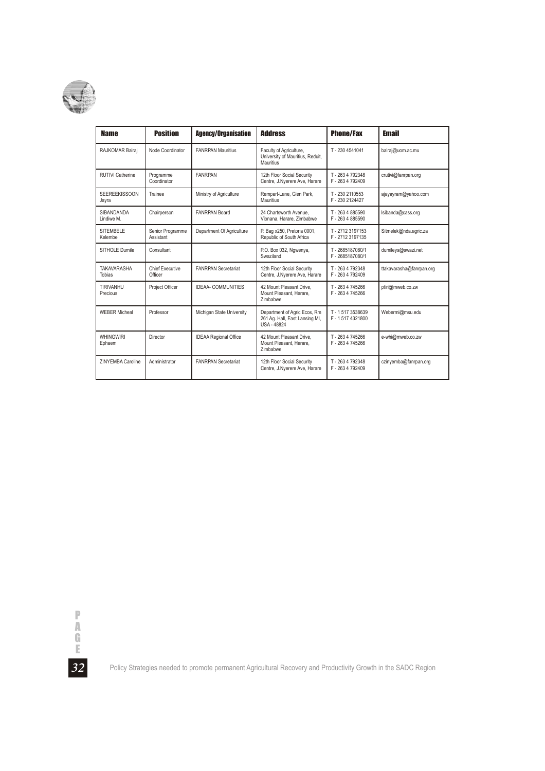| Name | Position | Agency/Organisation | Address | Phone/Fax | Email |
|---|---|---|---|---|---|
| RAJKOMAR Balraj | Node Coordinator | FANRPAN Mauritius | Faculty of Agriculture, University of Mauritius, Reduit, Mauritius | T - 230 4541041 | balraj@uom.ac.mu |
| RUTIVI Catherine | Programme Coordinator | FANRPAN | 12th Floor Social Security Centre, J.Nyerere Ave, Harare | T - 263 4 792348<br>F - 263 4 792409 | crutivi@fanrpan.org |
| SEEREEKISSOON Jayra | Trainee | Ministry of Agriculture | Rempart-Lane, Glen Park, Mauritius | T - 230 2110553<br>F - 230 2124427 | ajayayram@yahoo.com |
| SIBANDANDA Lindiwe M. | Chairperson | FANRPAN Board | 24 Chartsworth Avenue, Vionana, Harare, Zimbabwe | T - 263 4 885590<br>F - 263 4 885590 | lsibanda@cass.org |
| SITEMBELE Kelembe | Senior Programme Assistant | Department Of Agriculture | P. Bag x250, Pretoria 0001, Republic of South Africa | T - 2712 3197153<br>F - 2712 3197135 | Sitmelek@nda.agric.za |
| SITHOLE Dumile | Consultant | | P.O. Box 032, Ngwenya, Swaziland | T - 2685187080/1<br>F - 2685187080/1 | dumileys@swazi.net |
| TAKAVARASHA Tobias | Chief Executive Officer | FANRPAN Secretariat | 12th Floor Social Security Centre, J.Nyerere Ave, Harare | T - 263 4 792348<br>F - 263 4 792409 | ttakavarasha@fanrpan.org |
| TIRIVANHU Precious | Project Officer | IDEAA- COMMUNITIES | 42 Mount Pleasant Drive, Mount Pleasant, Harare, Zimbabwe | T - 263 4 745266<br>F - 263 4 745266 | ptiri@mweb.co.zw |
| WEBER Micheal | Professor | Michigan State University | Department of Agric Ecos, Rm 261 Ag. Hall, East Lansing MI, USA - 48824 | T - 1 517 3538639<br>F - 1 517 4321800 | Webermi@msu.edu |
| WHINGWIRI Ephaem | Director | IDEAA Regional Office | 42 Mount Pleasant Drive, Mount Pleasant, Harare, Zimbabwe | T - 263 4 745266<br>F - 263 4 745266 | e-whi@mweb.co.zw |
| ZINYEMBA Caroline | Administrator | FANRPAN Secretariat | 12th Floor Social Security Centre, J.Nyerere Ave, Harare | T - 263 4 792348<br>F - 263 4 792409 | czinyemba@fanrpan.org |